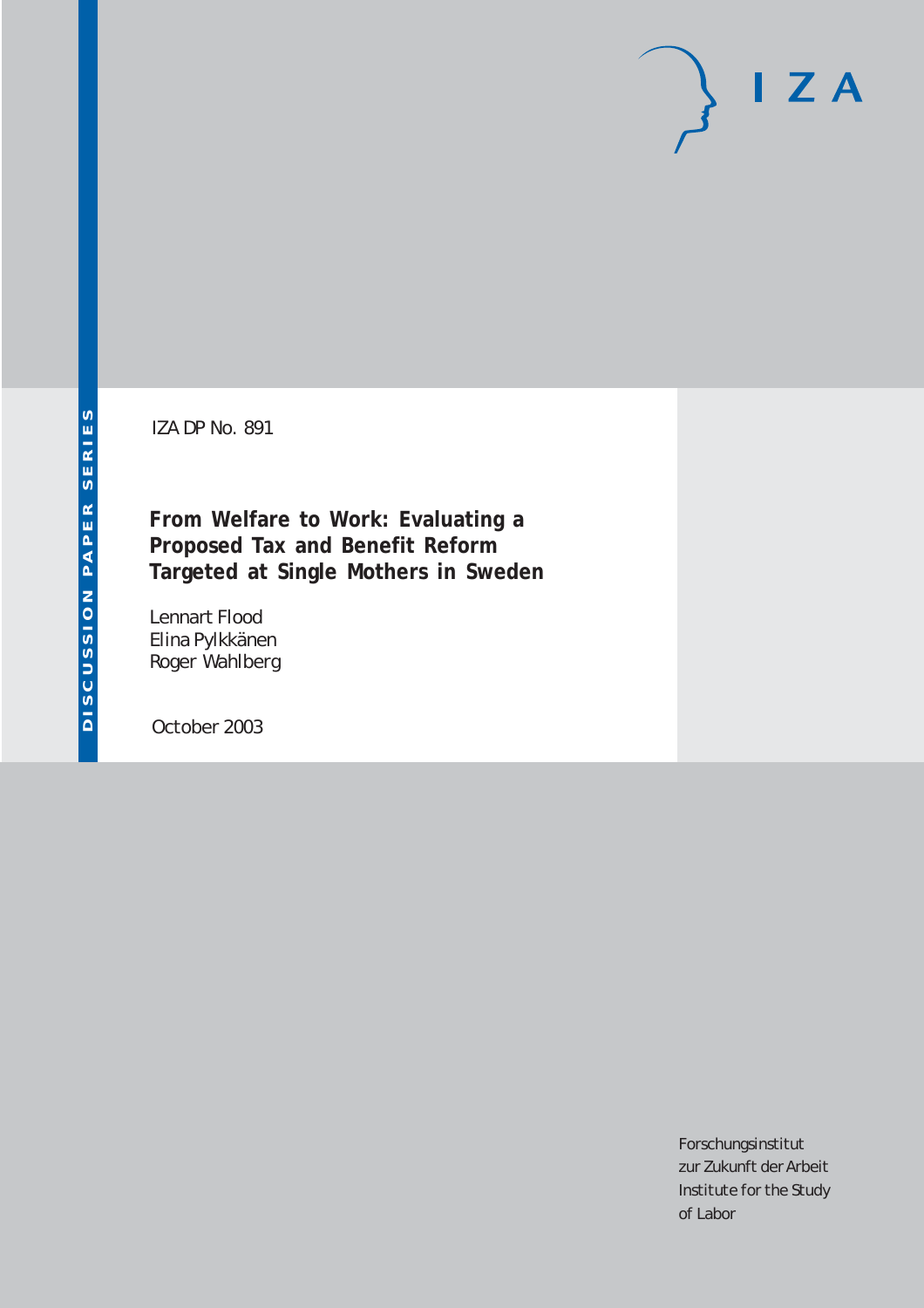DISCUSSION PAPER SERIES

IZA DP No. 891

# From Welfare to Work: Evaluating a Proposed Tax and Benefit Reform Targeted at Single Mothers in Sweden

Lennart Flood
Elina Pylkkänen
Roger Wahlberg

October 2003

Forschungsinstitut
zur Zukunft der Arbeit
Institute for the Study
of Labor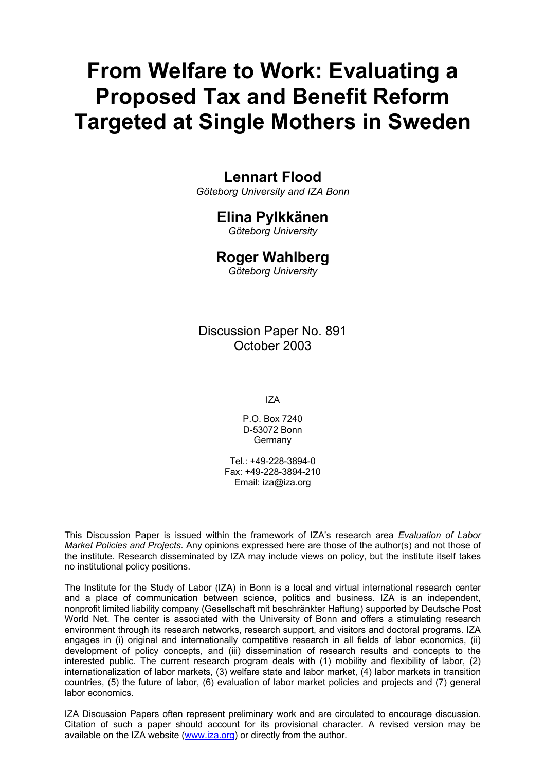# From Welfare to Work: Evaluating a Proposed Tax and Benefit Reform Targeted at Single Mothers in Sweden

**Lennart Flood**
*Göteborg University and IZA Bonn*

**Elina Pylkkänen**
*Göteborg University*

**Roger Wahlberg**
*Göteborg University*

Discussion Paper No. 891
October 2003

IZA

P.O. Box 7240
D-53072 Bonn
Germany

Tel.: +49-228-3894-0
Fax: +49-228-3894-210
Email: iza@iza.org

This Discussion Paper is issued within the framework of IZA's research area *Evaluation of Labor Market Policies and Projects.* Any opinions expressed here are those of the author(s) and not those of the institute. Research disseminated by IZA may include views on policy, but the institute itself takes no institutional policy positions.

The Institute for the Study of Labor (IZA) in Bonn is a local and virtual international research center and a place of communication between science, politics and business. IZA is an independent, nonprofit limited liability company (Gesellschaft mit beschränkter Haftung) supported by Deutsche Post World Net. The center is associated with the University of Bonn and offers a stimulating research environment through its research networks, research support, and visitors and doctoral programs. IZA engages in (i) original and internationally competitive research in all fields of labor economics, (ii) development of policy concepts, and (iii) dissemination of research results and concepts to the interested public. The current research program deals with (1) mobility and flexibility of labor, (2) internationalization of labor markets, (3) welfare state and labor market, (4) labor markets in transition countries, (5) the future of labor, (6) evaluation of labor market policies and projects and (7) general labor economics.

IZA Discussion Papers often represent preliminary work and are circulated to encourage discussion. Citation of such a paper should account for its provisional character. A revised version may be available on the IZA website (www.iza.org) or directly from the author.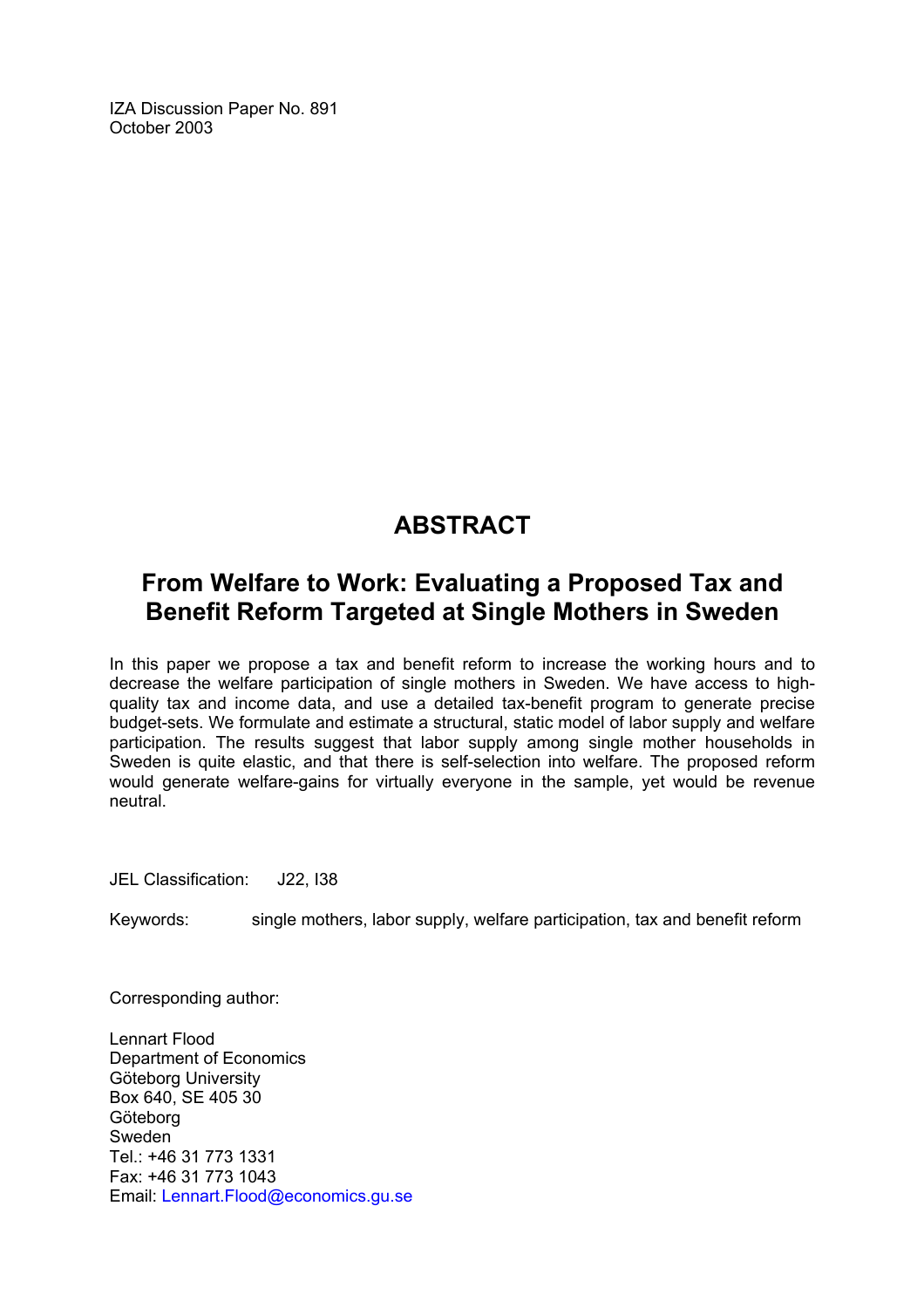IZA Discussion Paper No. 891
October 2003

# ABSTRACT

## From Welfare to Work: Evaluating a Proposed Tax and Benefit Reform Targeted at Single Mothers in Sweden

In this paper we propose a tax and benefit reform to increase the working hours and to decrease the welfare participation of single mothers in Sweden. We have access to high-quality tax and income data, and use a detailed tax-benefit program to generate precise budget-sets. We formulate and estimate a structural, static model of labor supply and welfare participation. The results suggest that labor supply among single mother households in Sweden is quite elastic, and that there is self-selection into welfare. The proposed reform would generate welfare-gains for virtually everyone in the sample, yet would be revenue neutral.

JEL Classification: J22, I38

Keywords: single mothers, labor supply, welfare participation, tax and benefit reform

Corresponding author:

Lennart Flood
Department of Economics
Göteborg University
Box 640, SE 405 30
Göteborg
Sweden
Tel.: +46 31 773 1331
Fax: +46 31 773 1043
Email: Lennart.Flood@economics.gu.se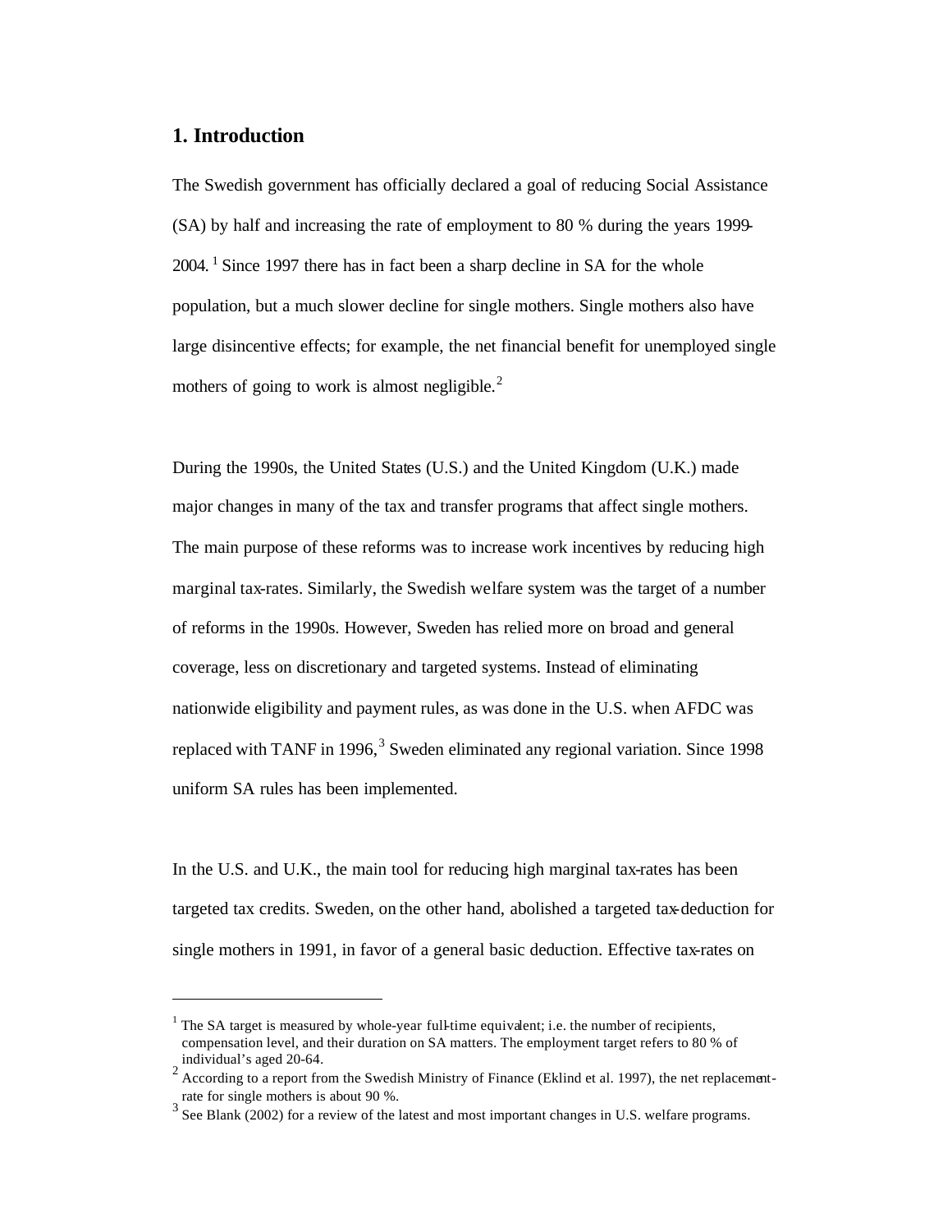## 1. Introduction

The Swedish government has officially declared a goal of reducing Social Assistance (SA) by half and increasing the rate of employment to 80 % during the years 1999-2004.[1] Since 1997 there has in fact been a sharp decline in SA for the whole population, but a much slower decline for single mothers. Single mothers also have large disincentive effects; for example, the net financial benefit for unemployed single mothers of going to work is almost negligible.[2]

During the 1990s, the United States (U.S.) and the United Kingdom (U.K.) made major changes in many of the tax and transfer programs that affect single mothers. The main purpose of these reforms was to increase work incentives by reducing high marginal tax-rates. Similarly, the Swedish welfare system was the target of a number of reforms in the 1990s. However, Sweden has relied more on broad and general coverage, less on discretionary and targeted systems. Instead of eliminating nationwide eligibility and payment rules, as was done in the U.S. when AFDC was replaced with TANF in 1996,[3] Sweden eliminated any regional variation. Since 1998 uniform SA rules has been implemented.

In the U.S. and U.K., the main tool for reducing high marginal tax-rates has been targeted tax credits. Sweden, on the other hand, abolished a targeted tax-deduction for single mothers in 1991, in favor of a general basic deduction. Effective tax-rates on

---

[1] The SA target is measured by whole-year full-time equivalent; i.e. the number of recipients, compensation level, and their duration on SA matters. The employment target refers to 80 % of individual's aged 20-64.

[2] According to a report from the Swedish Ministry of Finance (Eklind et al. 1997), the net replacement-rate for single mothers is about 90 %.

[3] See Blank (2002) for a review of the latest and most important changes in U.S. welfare programs.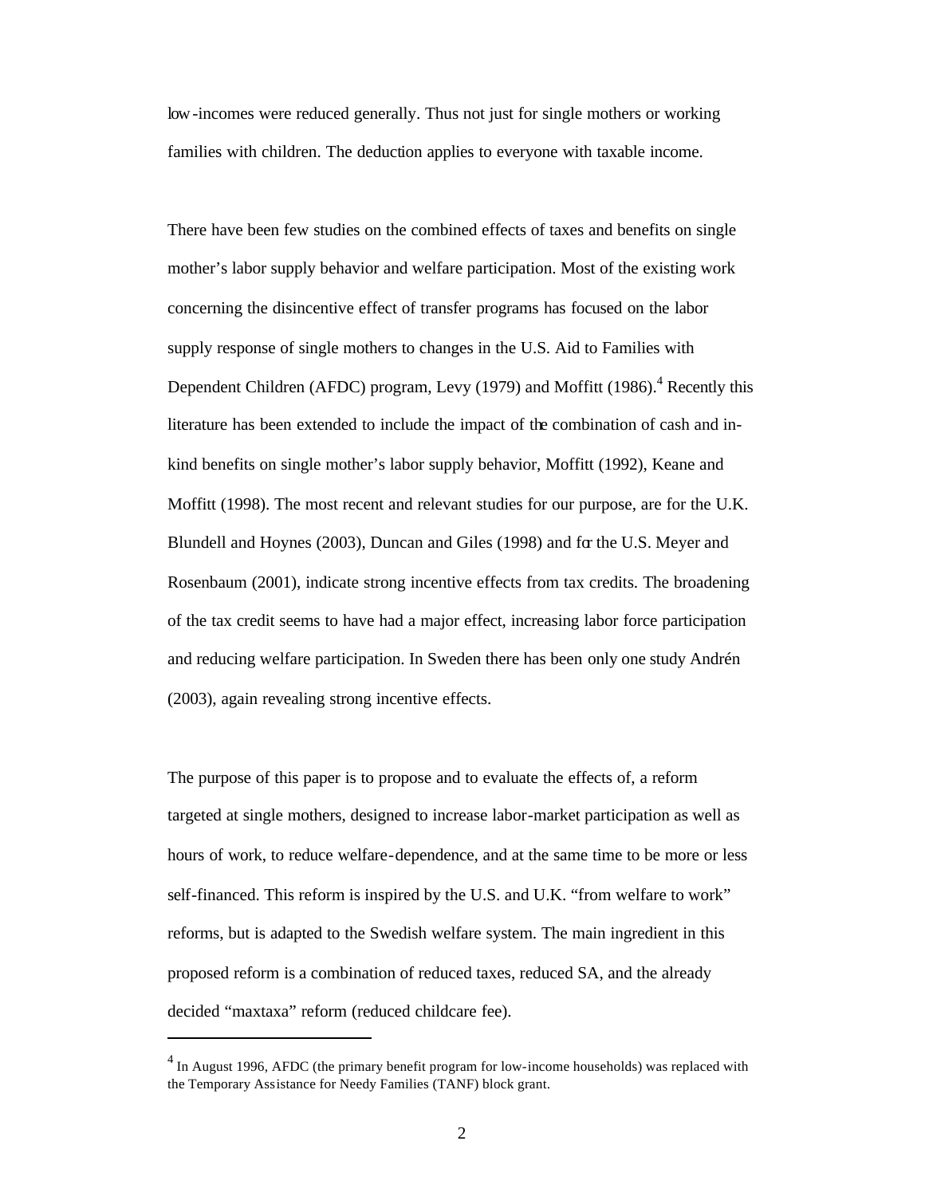low-incomes were reduced generally. Thus not just for single mothers or working families with children. The deduction applies to everyone with taxable income.

There have been few studies on the combined effects of taxes and benefits on single mother's labor supply behavior and welfare participation. Most of the existing work concerning the disincentive effect of transfer programs has focused on the labor supply response of single mothers to changes in the U.S. Aid to Families with Dependent Children (AFDC) program, Levy (1979) and Moffitt (1986).[4] Recently this literature has been extended to include the impact of the combination of cash and in-kind benefits on single mother's labor supply behavior, Moffitt (1992), Keane and Moffitt (1998). The most recent and relevant studies for our purpose, are for the U.K. Blundell and Hoynes (2003), Duncan and Giles (1998) and for the U.S. Meyer and Rosenbaum (2001), indicate strong incentive effects from tax credits. The broadening of the tax credit seems to have had a major effect, increasing labor force participation and reducing welfare participation. In Sweden there has been only one study Andrén (2003), again revealing strong incentive effects.

The purpose of this paper is to propose and to evaluate the effects of, a reform targeted at single mothers, designed to increase labor-market participation as well as hours of work, to reduce welfare-dependence, and at the same time to be more or less self-financed. This reform is inspired by the U.S. and U.K. "from welfare to work" reforms, but is adapted to the Swedish welfare system. The main ingredient in this proposed reform is a combination of reduced taxes, reduced SA, and the already decided "maxtaxa" reform (reduced childcare fee).

[4] In August 1996, AFDC (the primary benefit program for low-income households) was replaced with the Temporary Assistance for Needy Families (TANF) block grant.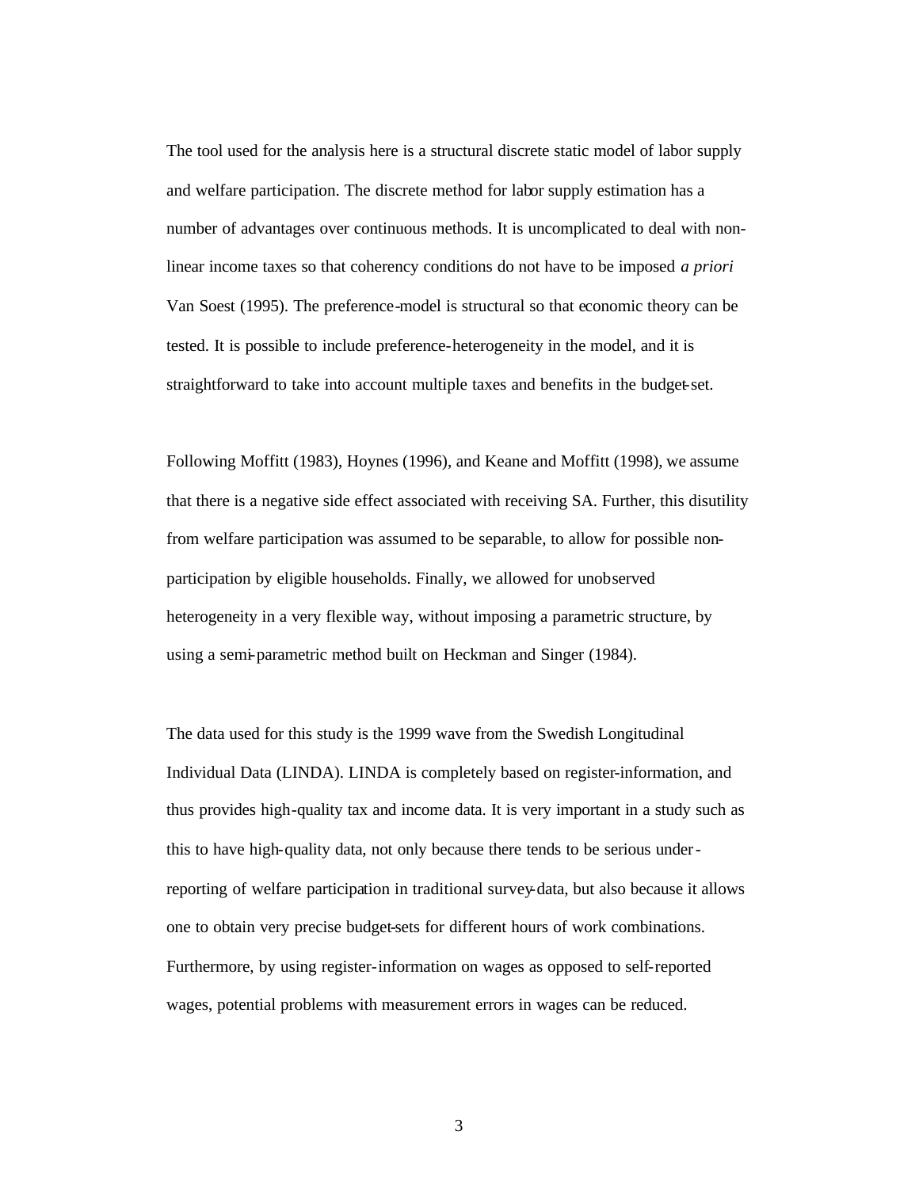The tool used for the analysis here is a structural discrete static model of labor supply and welfare participation. The discrete method for labor supply estimation has a number of advantages over continuous methods. It is uncomplicated to deal with non-linear income taxes so that coherency conditions do not have to be imposed *a priori* Van Soest (1995). The preference-model is structural so that economic theory can be tested. It is possible to include preference-heterogeneity in the model, and it is straightforward to take into account multiple taxes and benefits in the budget-set.

Following Moffitt (1983), Hoynes (1996), and Keane and Moffitt (1998), we assume that there is a negative side effect associated with receiving SA. Further, this disutility from welfare participation was assumed to be separable, to allow for possible non-participation by eligible households. Finally, we allowed for unobserved heterogeneity in a very flexible way, without imposing a parametric structure, by using a semi-parametric method built on Heckman and Singer (1984).

The data used for this study is the 1999 wave from the Swedish Longitudinal Individual Data (LINDA). LINDA is completely based on register-information, and thus provides high-quality tax and income data. It is very important in a study such as this to have high-quality data, not only because there tends to be serious under-reporting of welfare participation in traditional survey-data, but also because it allows one to obtain very precise budget-sets for different hours of work combinations. Furthermore, by using register-information on wages as opposed to self-reported wages, potential problems with measurement errors in wages can be reduced.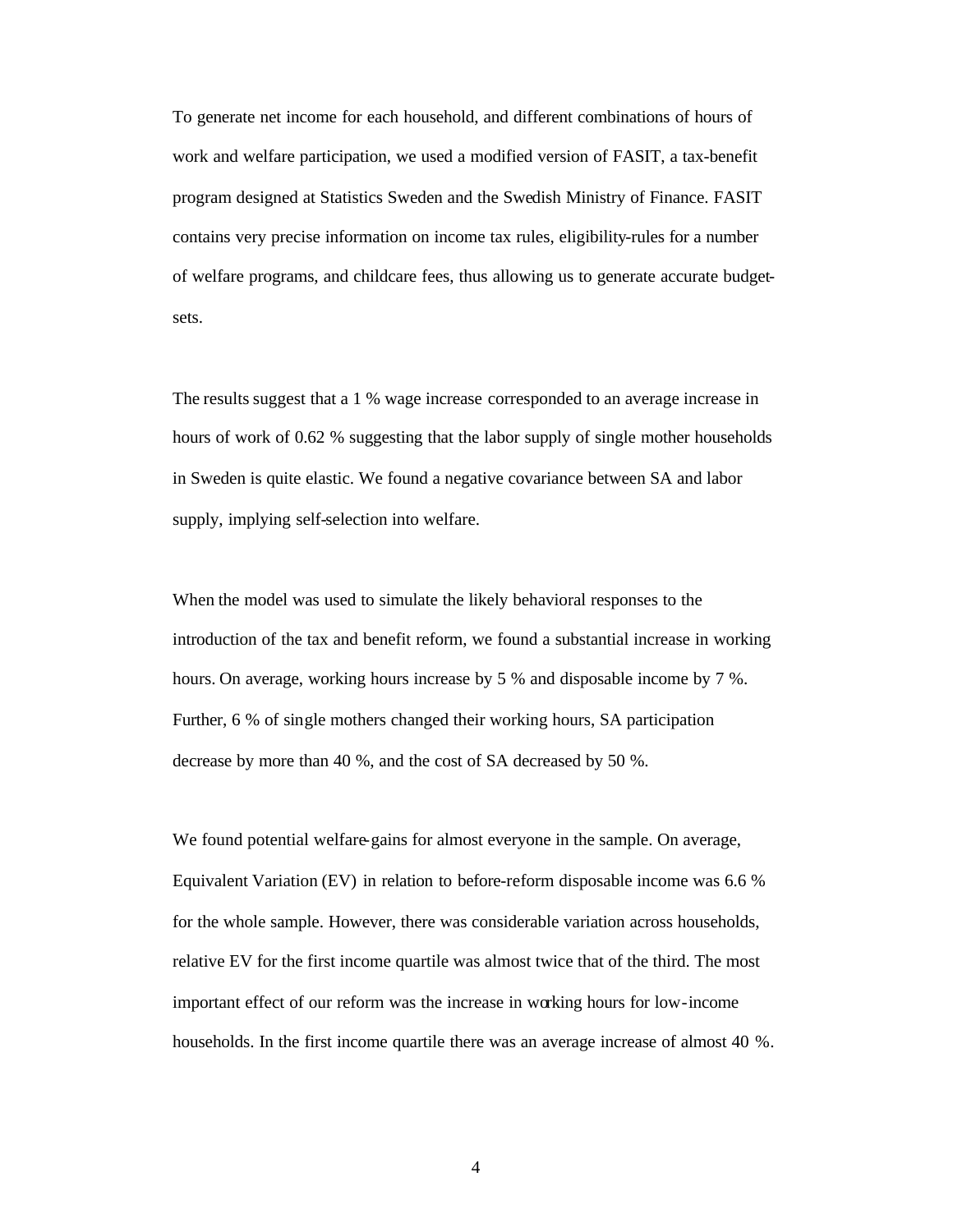To generate net income for each household, and different combinations of hours of work and welfare participation, we used a modified version of FASIT, a tax-benefit program designed at Statistics Sweden and the Swedish Ministry of Finance. FASIT contains very precise information on income tax rules, eligibility-rules for a number of welfare programs, and childcare fees, thus allowing us to generate accurate budget-sets.

The results suggest that a 1 % wage increase corresponded to an average increase in hours of work of 0.62 % suggesting that the labor supply of single mother households in Sweden is quite elastic. We found a negative covariance between SA and labor supply, implying self-selection into welfare.

When the model was used to simulate the likely behavioral responses to the introduction of the tax and benefit reform, we found a substantial increase in working hours. On average, working hours increase by 5 % and disposable income by 7 %. Further, 6 % of single mothers changed their working hours, SA participation decrease by more than 40 %, and the cost of SA decreased by 50 %.

We found potential welfare-gains for almost everyone in the sample. On average, Equivalent Variation (EV) in relation to before-reform disposable income was 6.6 % for the whole sample. However, there was considerable variation across households, relative EV for the first income quartile was almost twice that of the third. The most important effect of our reform was the increase in working hours for low-income households. In the first income quartile there was an average increase of almost 40 %.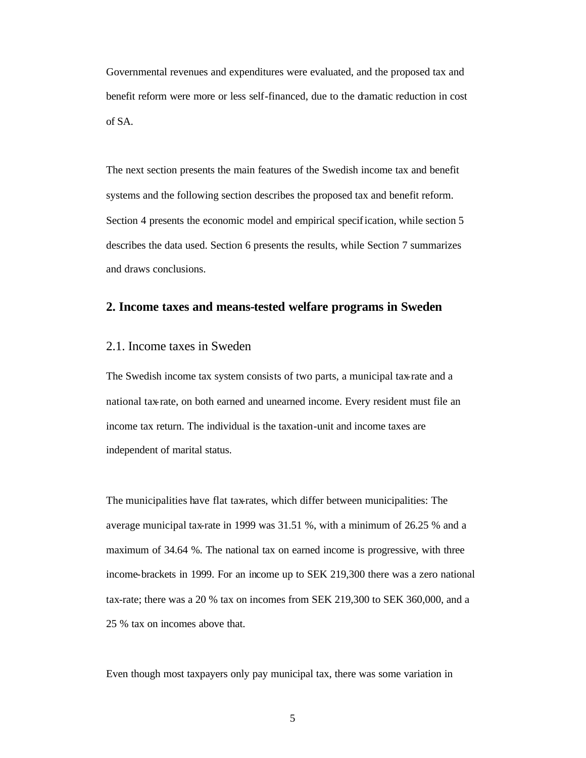Governmental revenues and expenditures were evaluated, and the proposed tax and benefit reform were more or less self-financed, due to the dramatic reduction in cost of SA.

The next section presents the main features of the Swedish income tax and benefit systems and the following section describes the proposed tax and benefit reform. Section 4 presents the economic model and empirical specification, while section 5 describes the data used. Section 6 presents the results, while Section 7 summarizes and draws conclusions.

## 2. Income taxes and means-tested welfare programs in Sweden

### 2.1. Income taxes in Sweden

The Swedish income tax system consists of two parts, a municipal tax-rate and a national tax-rate, on both earned and unearned income. Every resident must file an income tax return. The individual is the taxation-unit and income taxes are independent of marital status.

The municipalities have flat tax-rates, which differ between municipalities: The average municipal tax-rate in 1999 was 31.51 %, with a minimum of 26.25 % and a maximum of 34.64 %. The national tax on earned income is progressive, with three income-brackets in 1999. For an income up to SEK 219,300 there was a zero national tax-rate; there was a 20 % tax on incomes from SEK 219,300 to SEK 360,000, and a 25 % tax on incomes above that.

Even though most taxpayers only pay municipal tax, there was some variation in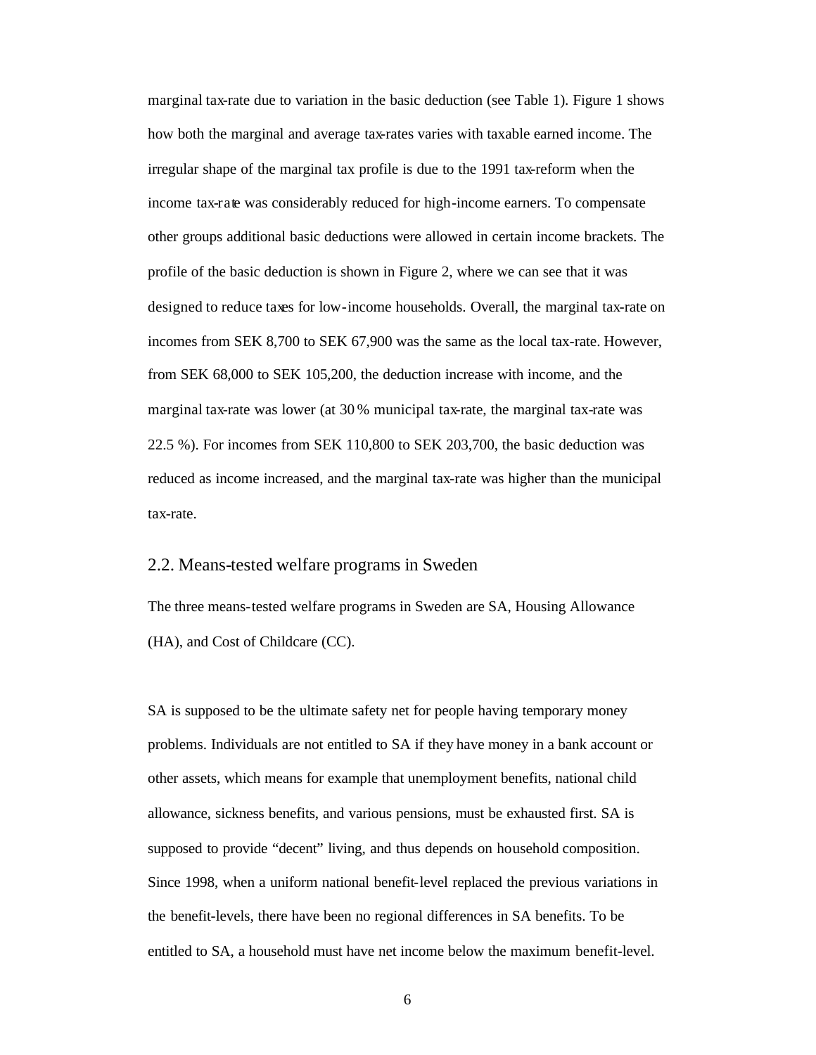marginal tax-rate due to variation in the basic deduction (see Table 1). Figure 1 shows how both the marginal and average tax-rates varies with taxable earned income. The irregular shape of the marginal tax profile is due to the 1991 tax-reform when the income tax-rate was considerably reduced for high-income earners. To compensate other groups additional basic deductions were allowed in certain income brackets. The profile of the basic deduction is shown in Figure 2, where we can see that it was designed to reduce taxes for low-income households. Overall, the marginal tax-rate on incomes from SEK 8,700 to SEK 67,900 was the same as the local tax-rate. However, from SEK 68,000 to SEK 105,200, the deduction increase with income, and the marginal tax-rate was lower (at 30 % municipal tax-rate, the marginal tax-rate was 22.5 %). For incomes from SEK 110,800 to SEK 203,700, the basic deduction was reduced as income increased, and the marginal tax-rate was higher than the municipal tax-rate.

## 2.2. Means-tested welfare programs in Sweden

The three means-tested welfare programs in Sweden are SA, Housing Allowance (HA), and Cost of Childcare (CC).

SA is supposed to be the ultimate safety net for people having temporary money problems. Individuals are not entitled to SA if they have money in a bank account or other assets, which means for example that unemployment benefits, national child allowance, sickness benefits, and various pensions, must be exhausted first. SA is supposed to provide "decent" living, and thus depends on household composition. Since 1998, when a uniform national benefit-level replaced the previous variations in the benefit-levels, there have been no regional differences in SA benefits. To be entitled to SA, a household must have net income below the maximum benefit-level.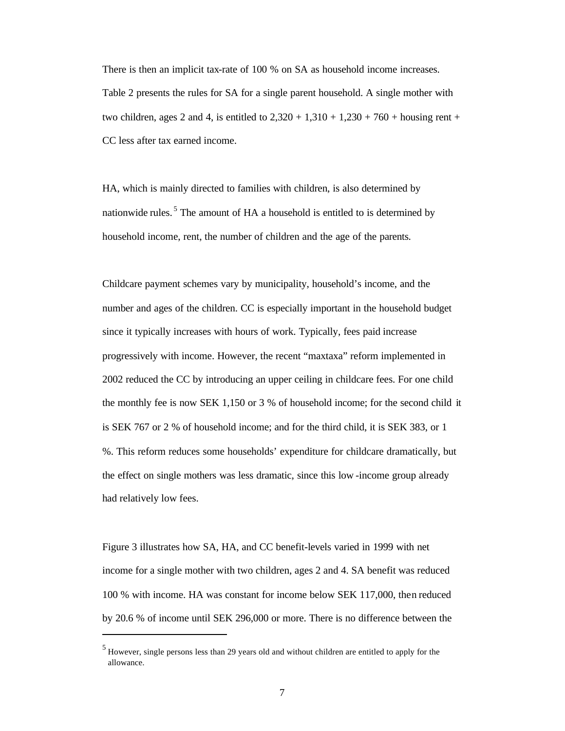There is then an implicit tax-rate of 100 % on SA as household income increases. Table 2 presents the rules for SA for a single parent household. A single mother with two children, ages 2 and 4, is entitled to 2,320 + 1,310 + 1,230 + 760 + housing rent + CC less after tax earned income.

HA, which is mainly directed to families with children, is also determined by nationwide rules.[5] The amount of HA a household is entitled to is determined by household income, rent, the number of children and the age of the parents.

Childcare payment schemes vary by municipality, household's income, and the number and ages of the children. CC is especially important in the household budget since it typically increases with hours of work. Typically, fees paid increase progressively with income. However, the recent "maxtaxa" reform implemented in 2002 reduced the CC by introducing an upper ceiling in childcare fees. For one child the monthly fee is now SEK 1,150 or 3 % of household income; for the second child it is SEK 767 or 2 % of household income; and for the third child, it is SEK 383, or 1 %. This reform reduces some households' expenditure for childcare dramatically, but the effect on single mothers was less dramatic, since this low-income group already had relatively low fees.

Figure 3 illustrates how SA, HA, and CC benefit-levels varied in 1999 with net income for a single mother with two children, ages 2 and 4. SA benefit was reduced 100 % with income. HA was constant for income below SEK 117,000, then reduced by 20.6 % of income until SEK 296,000 or more. There is no difference between the

[5] However, single persons less than 29 years old and without children are entitled to apply for the allowance.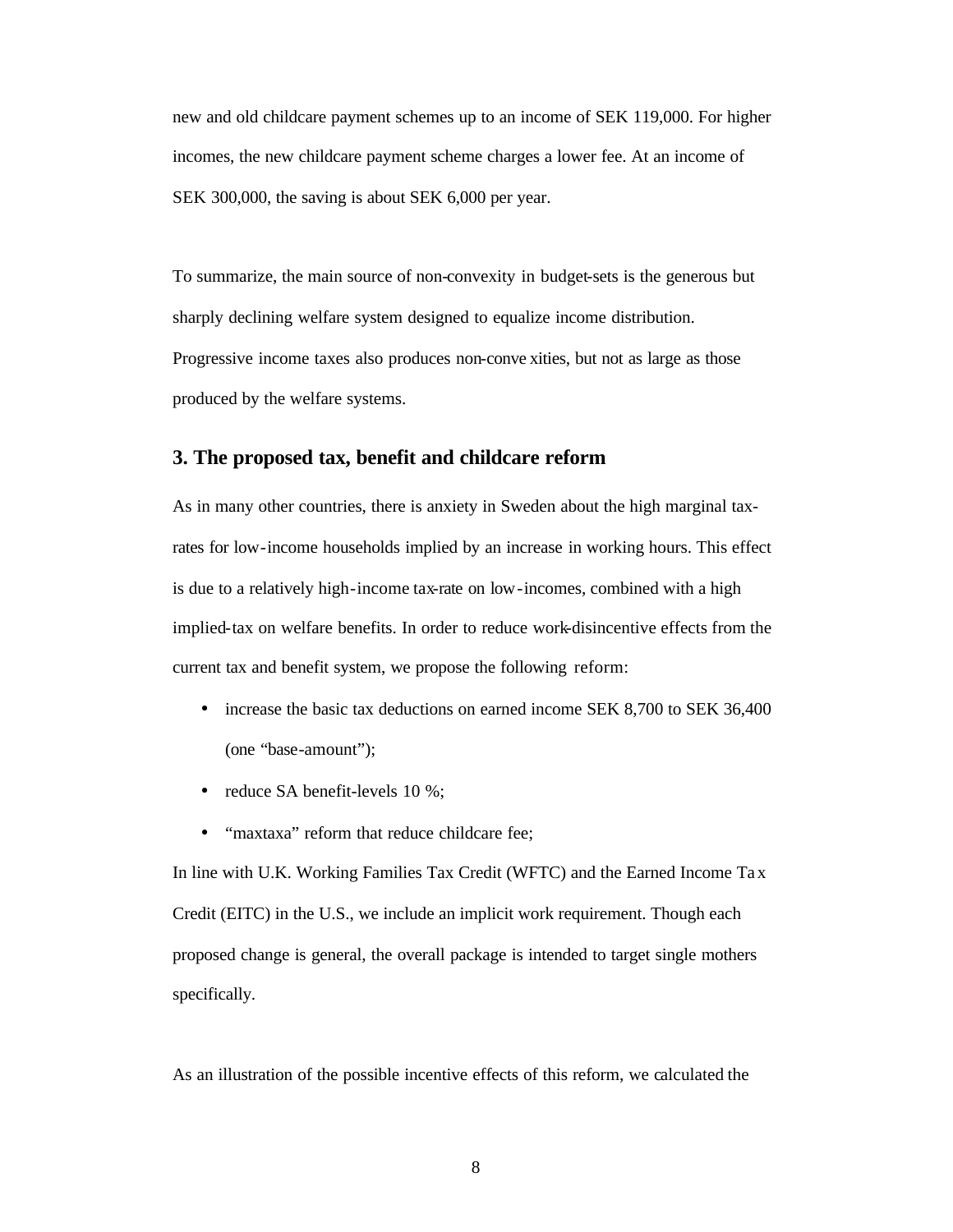new and old childcare payment schemes up to an income of SEK 119,000. For higher incomes, the new childcare payment scheme charges a lower fee. At an income of SEK 300,000, the saving is about SEK 6,000 per year.

To summarize, the main source of non-convexity in budget-sets is the generous but sharply declining welfare system designed to equalize income distribution. Progressive income taxes also produces non-convexities, but not as large as those produced by the welfare systems.

## 3. The proposed tax, benefit and childcare reform

As in many other countries, there is anxiety in Sweden about the high marginal tax-rates for low-income households implied by an increase in working hours. This effect is due to a relatively high-income tax-rate on low-incomes, combined with a high implied-tax on welfare benefits. In order to reduce work-disincentive effects from the current tax and benefit system, we propose the following reform:

- increase the basic tax deductions on earned income SEK 8,700 to SEK 36,400 (one "base-amount");
- reduce SA benefit-levels 10 %;
- "maxtaxa" reform that reduce childcare fee;

In line with U.K. Working Families Tax Credit (WFTC) and the Earned Income Tax Credit (EITC) in the U.S., we include an implicit work requirement. Though each proposed change is general, the overall package is intended to target single mothers specifically.

As an illustration of the possible incentive effects of this reform, we calculated the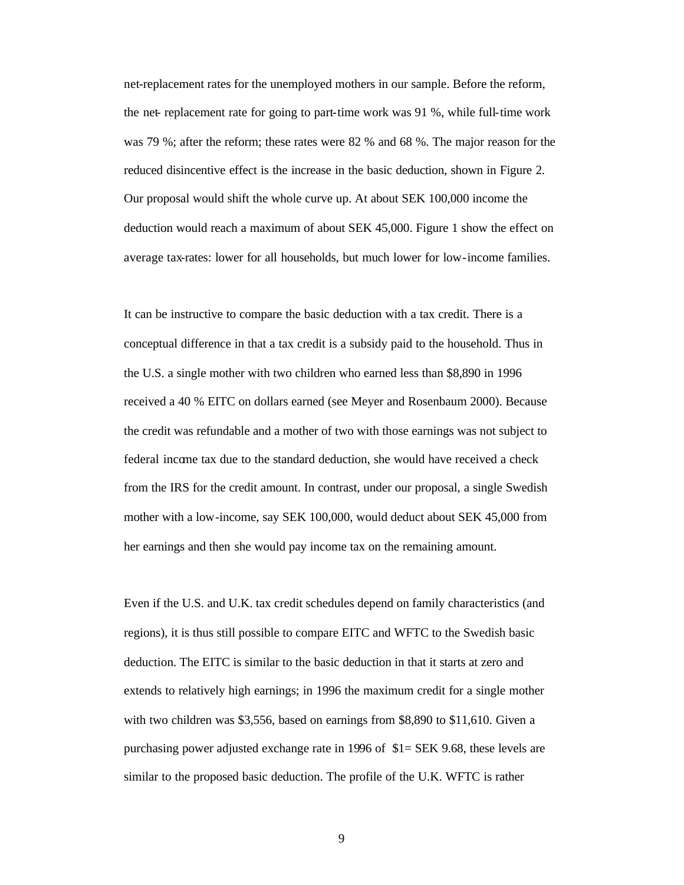net-replacement rates for the unemployed mothers in our sample. Before the reform, the net- replacement rate for going to part-time work was 91 %, while full-time work was 79 %; after the reform; these rates were 82 % and 68 %. The major reason for the reduced disincentive effect is the increase in the basic deduction, shown in Figure 2. Our proposal would shift the whole curve up. At about SEK 100,000 income the deduction would reach a maximum of about SEK 45,000. Figure 1 show the effect on average tax-rates: lower for all households, but much lower for low-income families.

It can be instructive to compare the basic deduction with a tax credit. There is a conceptual difference in that a tax credit is a subsidy paid to the household. Thus in the U.S. a single mother with two children who earned less than $8,890 in 1996 received a 40 % EITC on dollars earned (see Meyer and Rosenbaum 2000). Because the credit was refundable and a mother of two with those earnings was not subject to federal income tax due to the standard deduction, she would have received a check from the IRS for the credit amount. In contrast, under our proposal, a single Swedish mother with a low-income, say SEK 100,000, would deduct about SEK 45,000 from her earnings and then she would pay income tax on the remaining amount.

Even if the U.S. and U.K. tax credit schedules depend on family characteristics (and regions), it is thus still possible to compare EITC and WFTC to the Swedish basic deduction. The EITC is similar to the basic deduction in that it starts at zero and extends to relatively high earnings; in 1996 the maximum credit for a single mother with two children was $3,556, based on earnings from $8,890 to $11,610. Given a purchasing power adjusted exchange rate in 1996 of $1= SEK 9.68, these levels are similar to the proposed basic deduction. The profile of the U.K. WFTC is rather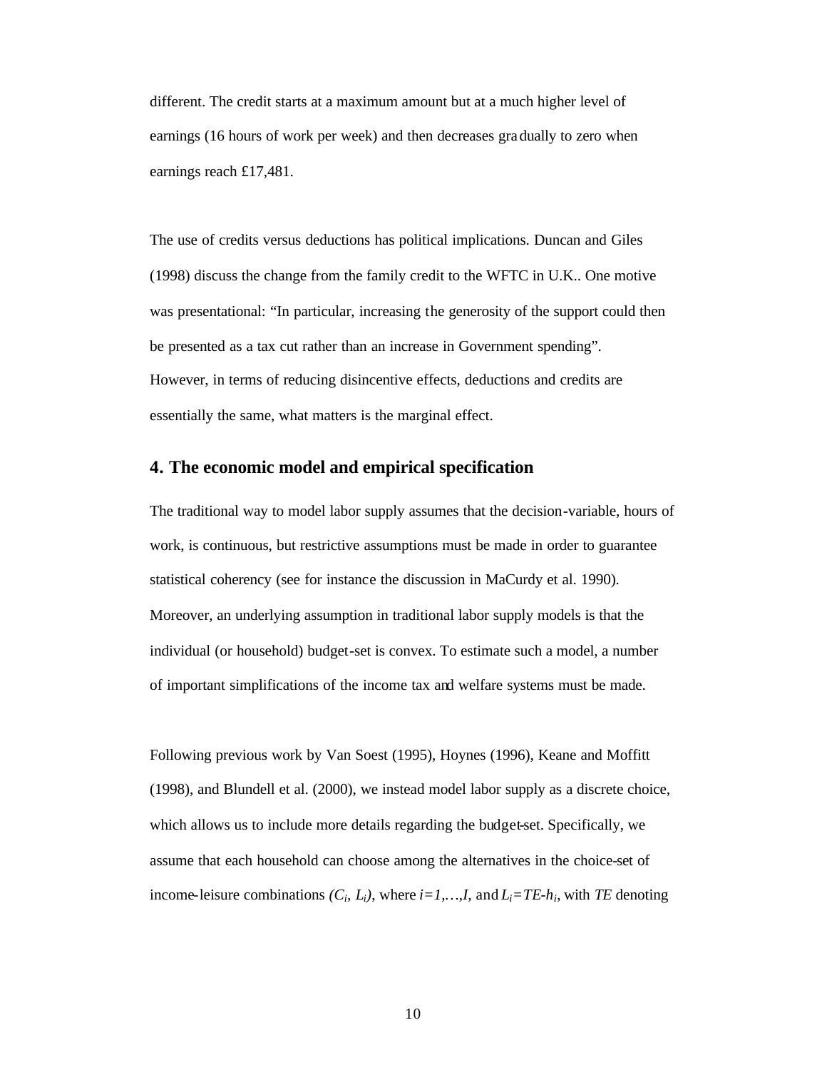different. The credit starts at a maximum amount but at a much higher level of earnings (16 hours of work per week) and then decreases gradually to zero when earnings reach £17,481.

The use of credits versus deductions has political implications. Duncan and Giles (1998) discuss the change from the family credit to the WFTC in U.K.. One motive was presentational: "In particular, increasing the generosity of the support could then be presented as a tax cut rather than an increase in Government spending". However, in terms of reducing disincentive effects, deductions and credits are essentially the same, what matters is the marginal effect.

## 4. The economic model and empirical specification

The traditional way to model labor supply assumes that the decision-variable, hours of work, is continuous, but restrictive assumptions must be made in order to guarantee statistical coherency (see for instance the discussion in MaCurdy et al. 1990). Moreover, an underlying assumption in traditional labor supply models is that the individual (or household) budget-set is convex. To estimate such a model, a number of important simplifications of the income tax and welfare systems must be made.

Following previous work by Van Soest (1995), Hoynes (1996), Keane and Moffitt (1998), and Blundell et al. (2000), we instead model labor supply as a discrete choice, which allows us to include more details regarding the budget-set. Specifically, we assume that each household can choose among the alternatives in the choice-set of income-leisure combinations $(C_i, L_i)$, where $i=1,\ldots,I$, and $L_i=TE-h_i$, with $TE$ denoting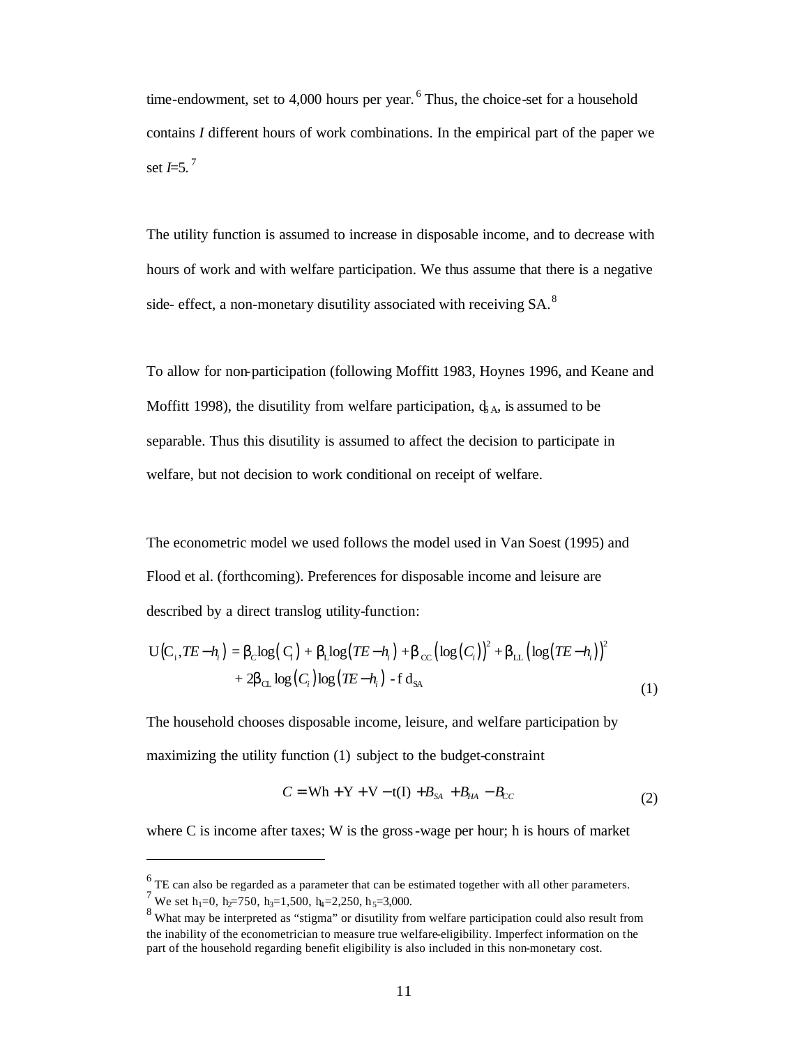time-endowment, set to 4,000 hours per year.[6] Thus, the choice-set for a household contains *I* different hours of work combinations. In the empirical part of the paper we set *I*=5.[7]

The utility function is assumed to increase in disposable income, and to decrease with hours of work and with welfare participation. We thus assume that there is a negative side- effect, a non-monetary disutility associated with receiving SA.[8]

To allow for non-participation (following Moffitt 1983, Hoynes 1996, and Keane and Moffitt 1998), the disutility from welfare participation, $d_{SA}$, is assumed to be separable. Thus this disutility is assumed to affect the decision to participate in welfare, but not decision to work conditional on receipt of welfare.

The econometric model we used follows the model used in Van Soest (1995) and Flood et al. (forthcoming). Preferences for disposable income and leisure are described by a direct translog utility-function:

$$U(C_i, TE - h_i) = \beta_C \log(C_i) + \beta_L \log(TE - h_i) + \beta_{CC}(\log(C_i))^2 + \beta_{LL}(\log(TE - h_i))^2 + 2\beta_{CL}\log(C_i)\log(TE - h_i) - \phi\, d_{SA} \tag{1}$$

The household chooses disposable income, leisure, and welfare participation by maximizing the utility function (1) subject to the budget-constraint

$$C = Wh + Y + V - t(I) + B_{SA} + B_{HA} - B_{CC} \tag{2}$$

where C is income after taxes; W is the gross-wage per hour; h is hours of market

---

[6] TE can also be regarded as a parameter that can be estimated together with all other parameters.

[7] We set $h_1$=0, $h_2$=750, $h_3$=1,500, $h_4$=2,250, $h_5$=3,000.

[8] What may be interpreted as "stigma" or disutility from welfare participation could also result from the inability of the econometrician to measure true welfare-eligibility. Imperfect information on the part of the household regarding benefit eligibility is also included in this non-monetary cost.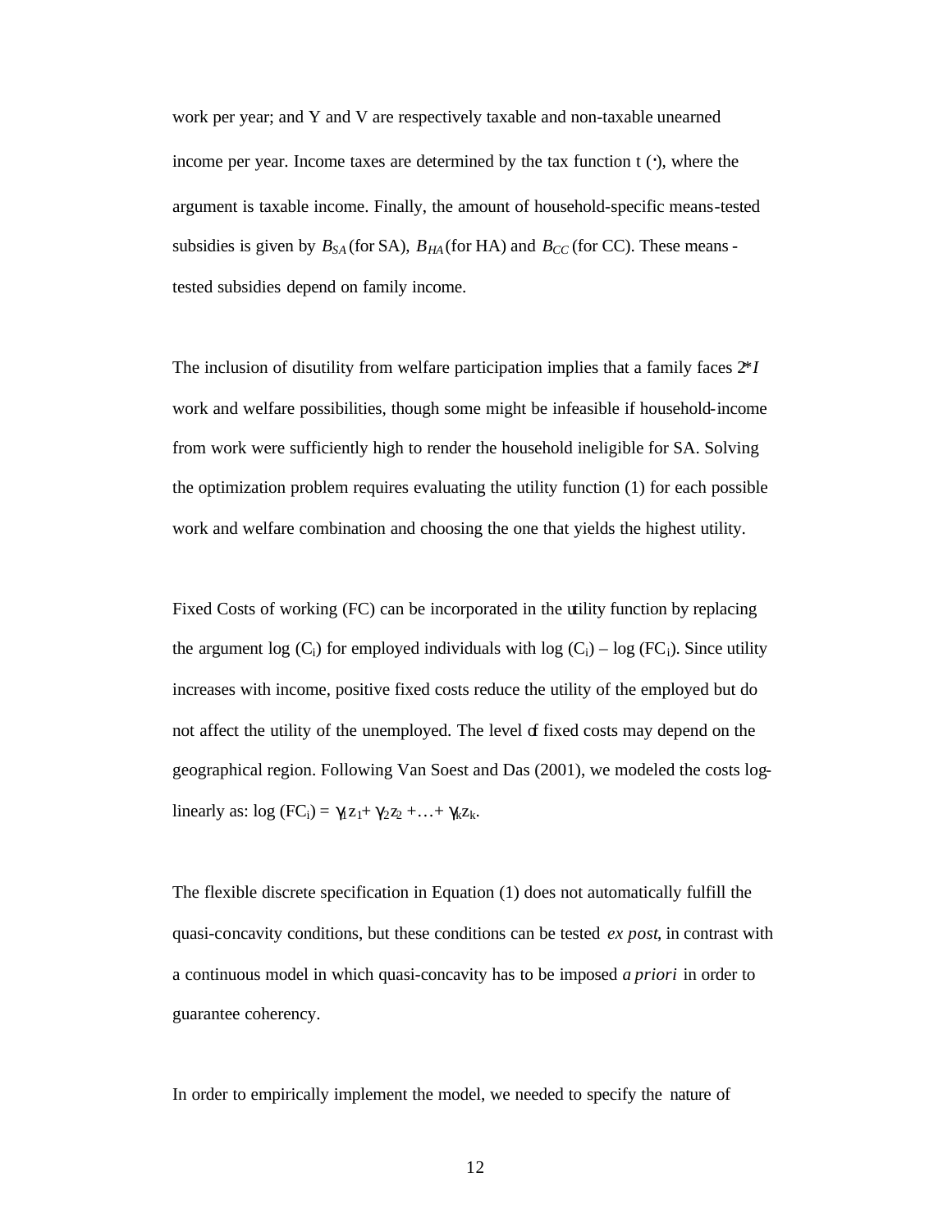work per year; and Y and V are respectively taxable and non-taxable unearned income per year. Income taxes are determined by the tax function t (·), where the argument is taxable income. Finally, the amount of household-specific means-tested subsidies is given by $B_{SA}$ (for SA), $B_{HA}$ (for HA) and $B_{CC}$ (for CC). These means-tested subsidies depend on family income.

The inclusion of disutility from welfare participation implies that a family faces 2*$I$ work and welfare possibilities, though some might be infeasible if household-income from work were sufficiently high to render the household ineligible for SA. Solving the optimization problem requires evaluating the utility function (1) for each possible work and welfare combination and choosing the one that yields the highest utility.

Fixed Costs of working (FC) can be incorporated in the utility function by replacing the argument log ($C_i$) for employed individuals with log ($C_i$) – log ($FC_i$). Since utility increases with income, positive fixed costs reduce the utility of the employed but do not affect the utility of the unemployed. The level of fixed costs may depend on the geographical region. Following Van Soest and Das (2001), we modeled the costs log-linearly as: $\log (FC_i) = \gamma_1 z_1 + \gamma_2 z_2 + \ldots + \gamma_k z_k$.

The flexible discrete specification in Equation (1) does not automatically fulfill the quasi-concavity conditions, but these conditions can be tested *ex post*, in contrast with a continuous model in which quasi-concavity has to be imposed *a priori* in order to guarantee coherency.

In order to empirically implement the model, we needed to specify the nature of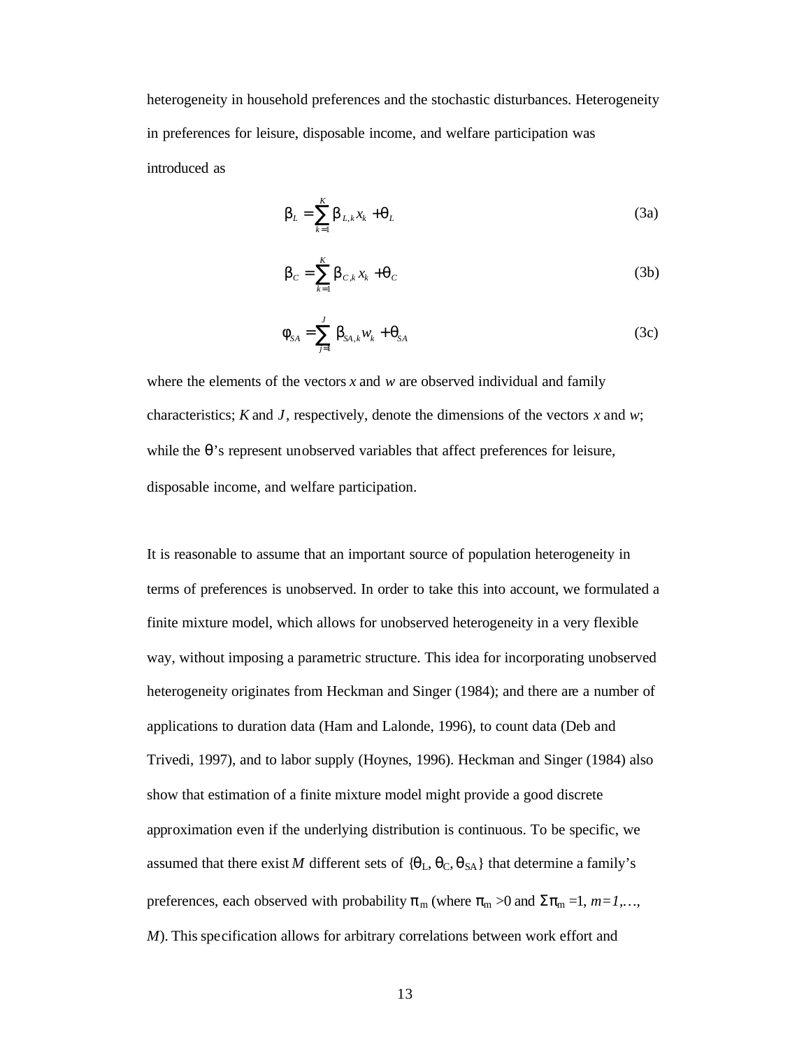heterogeneity in household preferences and the stochastic disturbances. Heterogeneity in preferences for leisure, disposable income, and welfare participation was introduced as

$$\beta_L = \sum_{k=1}^{K} \beta_{L,k} x_k + \theta_L \tag{3a}$$

$$\beta_C = \sum_{k=1}^{K} \beta_{C,k} x_k + \theta_C \tag{3b}$$

$$\varphi_{SA} = \sum_{j=1}^{J} \beta_{SA,k} w_k + \theta_{SA} \tag{3c}$$

where the elements of the vectors *x* and *w* are observed individual and family characteristics; *K* and *J*, respectively, denote the dimensions of the vectors *x* and *w*; while the $\theta$'s represent unobserved variables that affect preferences for leisure, disposable income, and welfare participation.

It is reasonable to assume that an important source of population heterogeneity in terms of preferences is unobserved. In order to take this into account, we formulated a finite mixture model, which allows for unobserved heterogeneity in a very flexible way, without imposing a parametric structure. This idea for incorporating unobserved heterogeneity originates from Heckman and Singer (1984); and there are a number of applications to duration data (Ham and Lalonde, 1996), to count data (Deb and Trivedi, 1997), and to labor supply (Hoynes, 1996). Heckman and Singer (1984) also show that estimation of a finite mixture model might provide a good discrete approximation even if the underlying distribution is continuous. To be specific, we assumed that there exist *M* different sets of $\{\theta_L, \theta_C, \theta_{SA}\}$ that determine a family's preferences, each observed with probability $\pi_m$ (where $\pi_m > 0$ and $\Sigma \pi_m = 1$, $m = 1, \ldots, M$). This specification allows for arbitrary correlations between work effort and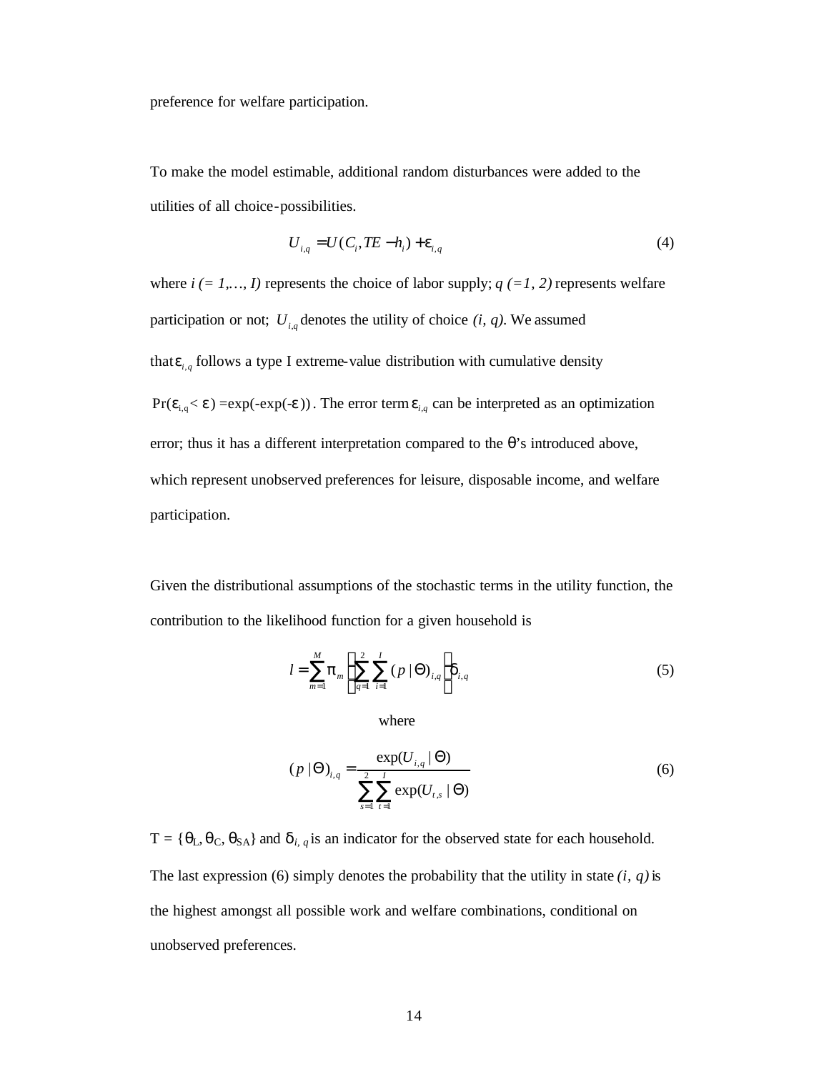preference for welfare participation.

To make the model estimable, additional random disturbances were added to the utilities of all choice-possibilities.

$$U_{i,q} = U(C_i, TE - h_i) + \varepsilon_{i,q} \tag{4}$$

where *i (= 1,…, I)* represents the choice of labor supply; *q (=1, 2)* represents welfare participation or not; $U_{i,q}$ denotes the utility of choice *(i, q)*. We assumed that $\varepsilon_{i,q}$ follows a type I extreme-value distribution with cumulative density $\Pr(\varepsilon_{i,q} < \varepsilon) = \exp(-\exp(-\varepsilon))$. The error term $\varepsilon_{i,q}$ can be interpreted as an optimization error; thus it has a different interpretation compared to the $\theta$'s introduced above, which represent unobserved preferences for leisure, disposable income, and welfare participation.

Given the distributional assumptions of the stochastic terms in the utility function, the contribution to the likelihood function for a given household is

$$l = \sum_{m=1}^{M} \pi_m \left[ \sum_{q=1}^{2} \sum_{i=1}^{I} (p \mid \Theta)_{i,q} \right] \delta_{i,q} \tag{5}$$

where

$$(p \mid \Theta)_{i,q} = \frac{\exp(U_{i,q} \mid \Theta)}{\sum_{s=1}^{2} \sum_{t=1}^{I} \exp(U_{t,s} \mid \Theta)} \tag{6}$$

$T = \{\theta_L, \theta_C, \theta_{SA}\}$ and $\delta_{i,q}$ is an indicator for the observed state for each household. The last expression (6) simply denotes the probability that the utility in state *(i, q)* is the highest amongst all possible work and welfare combinations, conditional on unobserved preferences.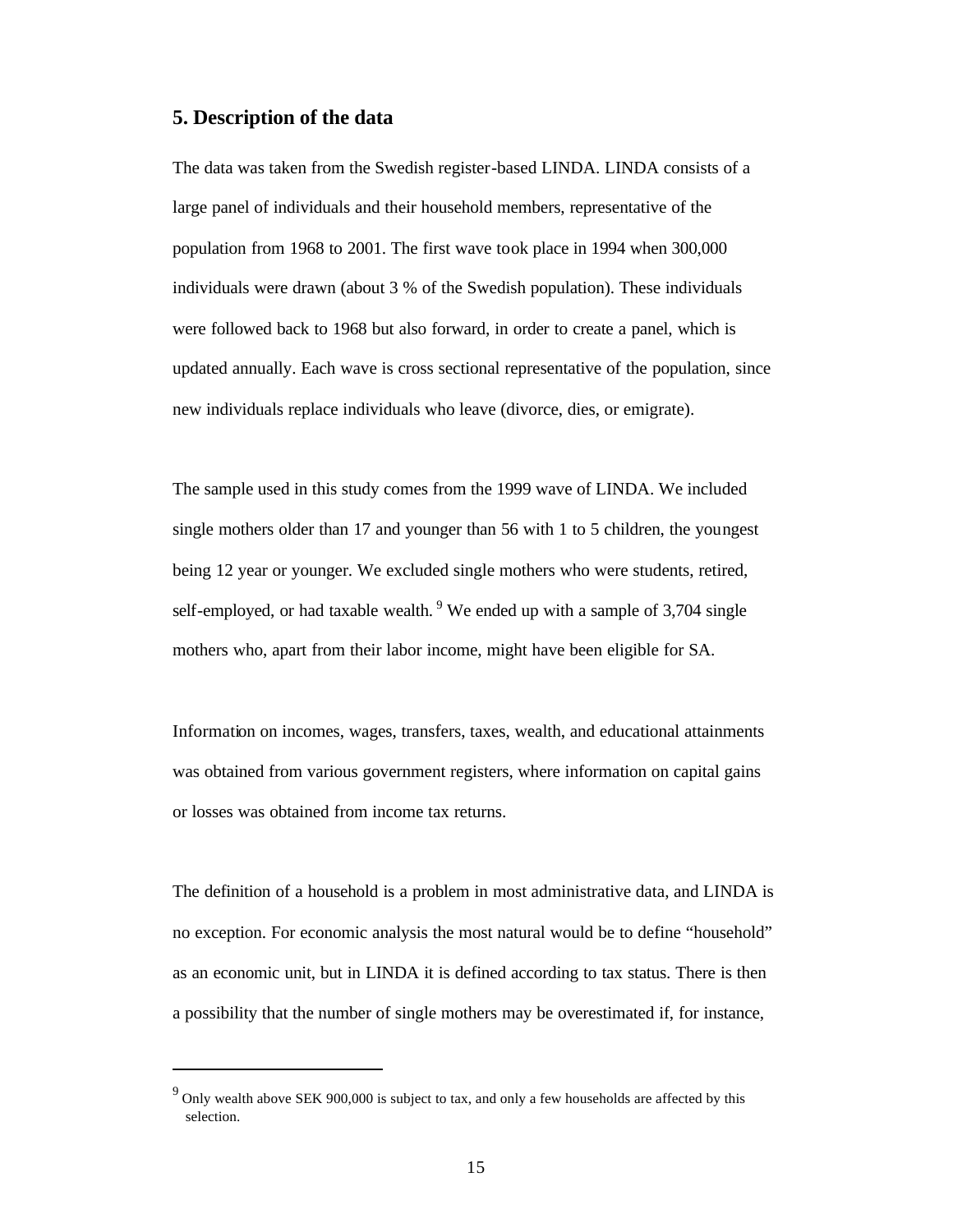## 5. Description of the data

The data was taken from the Swedish register-based LINDA. LINDA consists of a large panel of individuals and their household members, representative of the population from 1968 to 2001. The first wave took place in 1994 when 300,000 individuals were drawn (about 3 % of the Swedish population). These individuals were followed back to 1968 but also forward, in order to create a panel, which is updated annually. Each wave is cross sectional representative of the population, since new individuals replace individuals who leave (divorce, dies, or emigrate).

The sample used in this study comes from the 1999 wave of LINDA. We included single mothers older than 17 and younger than 56 with 1 to 5 children, the youngest being 12 year or younger. We excluded single mothers who were students, retired, self-employed, or had taxable wealth. [9] We ended up with a sample of 3,704 single mothers who, apart from their labor income, might have been eligible for SA.

Information on incomes, wages, transfers, taxes, wealth, and educational attainments was obtained from various government registers, where information on capital gains or losses was obtained from income tax returns.

The definition of a household is a problem in most administrative data, and LINDA is no exception. For economic analysis the most natural would be to define "household" as an economic unit, but in LINDA it is defined according to tax status. There is then a possibility that the number of single mothers may be overestimated if, for instance,

---

[9] Only wealth above SEK 900,000 is subject to tax, and only a few households are affected by this selection.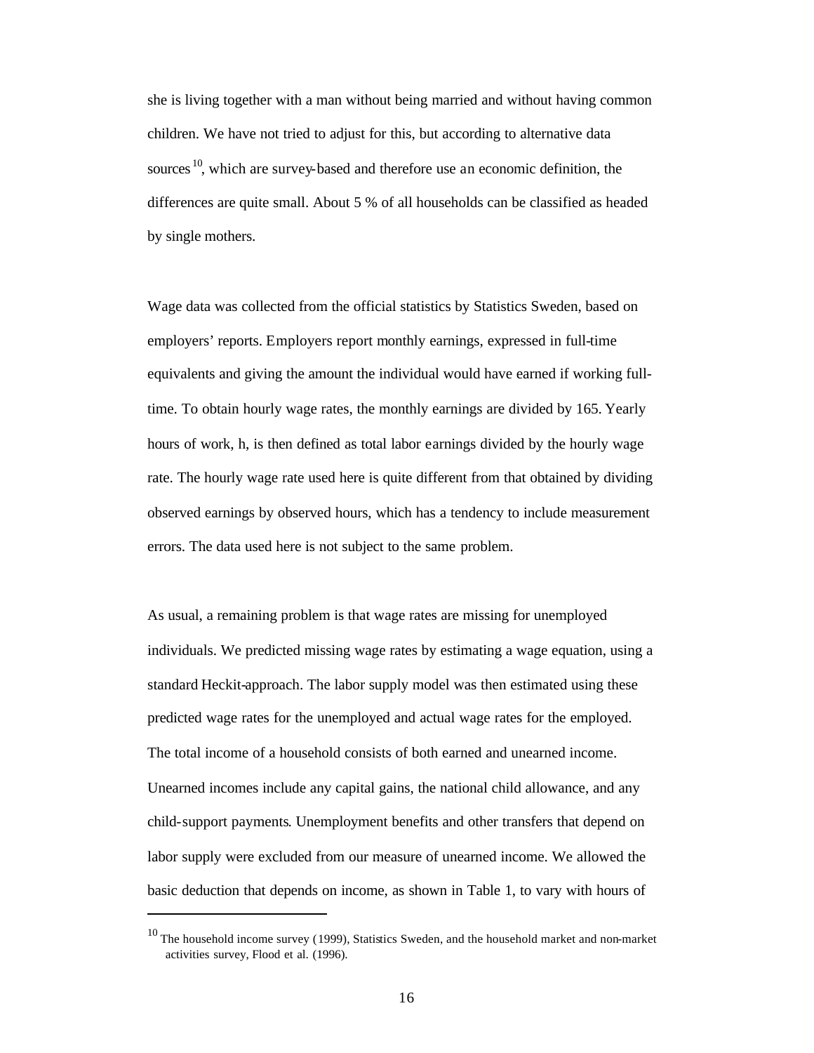she is living together with a man without being married and without having common children. We have not tried to adjust for this, but according to alternative data sources[10], which are survey-based and therefore use an economic definition, the differences are quite small. About 5 % of all households can be classified as headed by single mothers.

Wage data was collected from the official statistics by Statistics Sweden, based on employers' reports. Employers report monthly earnings, expressed in full-time equivalents and giving the amount the individual would have earned if working full-time. To obtain hourly wage rates, the monthly earnings are divided by 165. Yearly hours of work, h, is then defined as total labor earnings divided by the hourly wage rate. The hourly wage rate used here is quite different from that obtained by dividing observed earnings by observed hours, which has a tendency to include measurement errors. The data used here is not subject to the same problem.

As usual, a remaining problem is that wage rates are missing for unemployed individuals. We predicted missing wage rates by estimating a wage equation, using a standard Heckit-approach. The labor supply model was then estimated using these predicted wage rates for the unemployed and actual wage rates for the employed. The total income of a household consists of both earned and unearned income. Unearned incomes include any capital gains, the national child allowance, and any child-support payments. Unemployment benefits and other transfers that depend on labor supply were excluded from our measure of unearned income. We allowed the basic deduction that depends on income, as shown in Table 1, to vary with hours of

[10] The household income survey (1999), Statistics Sweden, and the household market and non-market activities survey, Flood et al. (1996).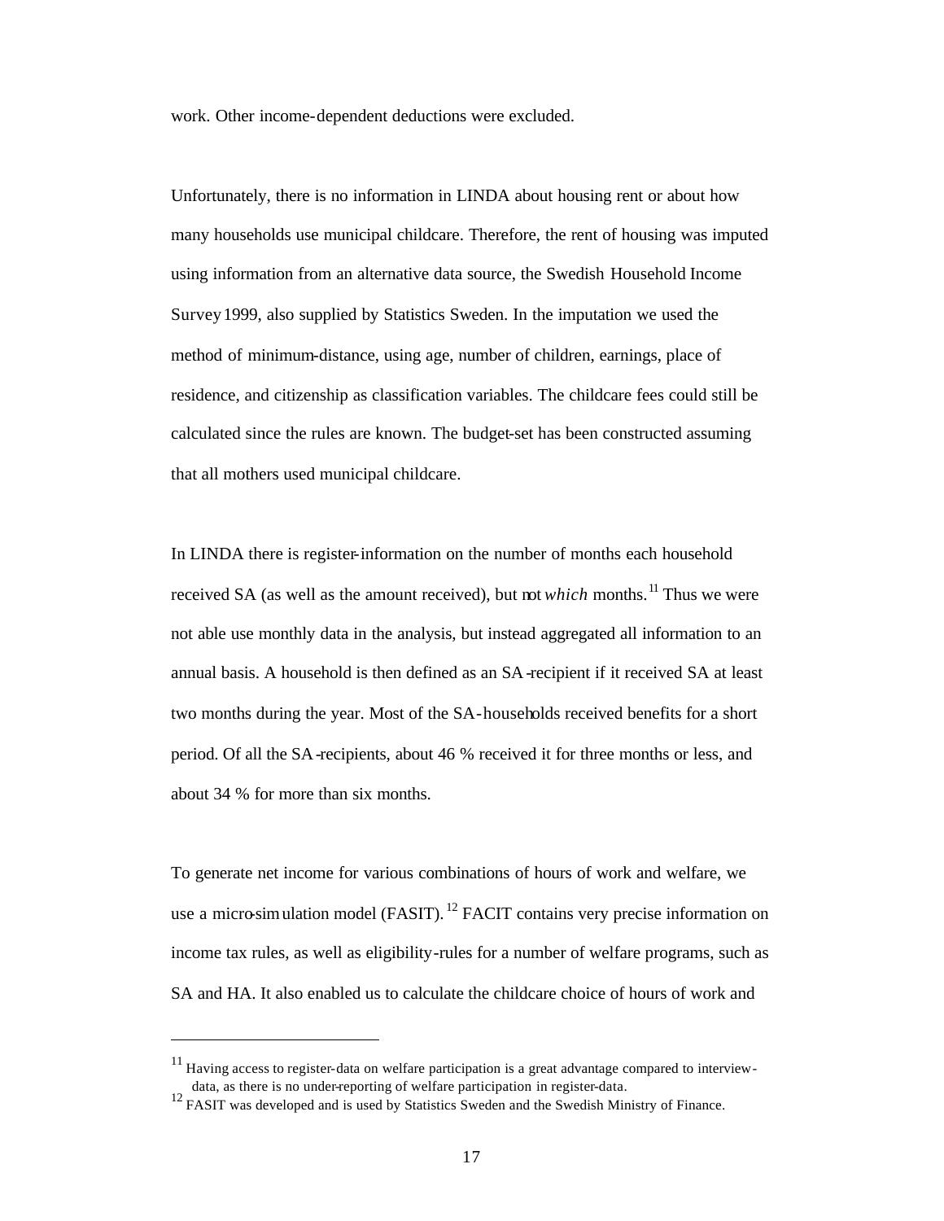work. Other income-dependent deductions were excluded.

Unfortunately, there is no information in LINDA about housing rent or about how many households use municipal childcare. Therefore, the rent of housing was imputed using information from an alternative data source, the Swedish Household Income Survey 1999, also supplied by Statistics Sweden. In the imputation we used the method of minimum-distance, using age, number of children, earnings, place of residence, and citizenship as classification variables. The childcare fees could still be calculated since the rules are known. The budget-set has been constructed assuming that all mothers used municipal childcare.

In LINDA there is register-information on the number of months each household received SA (as well as the amount received), but not *which* months.[11] Thus we were not able use monthly data in the analysis, but instead aggregated all information to an annual basis. A household is then defined as an SA-recipient if it received SA at least two months during the year. Most of the SA-households received benefits for a short period. Of all the SA-recipients, about 46 % received it for three months or less, and about 34 % for more than six months.

To generate net income for various combinations of hours of work and welfare, we use a micro-simulation model (FASIT).[12] FACIT contains very precise information on income tax rules, as well as eligibility-rules for a number of welfare programs, such as SA and HA. It also enabled us to calculate the childcare choice of hours of work and

---

[11] Having access to register-data on welfare participation is a great advantage compared to interview-data, as there is no under-reporting of welfare participation in register-data.

[12] FASIT was developed and is used by Statistics Sweden and the Swedish Ministry of Finance.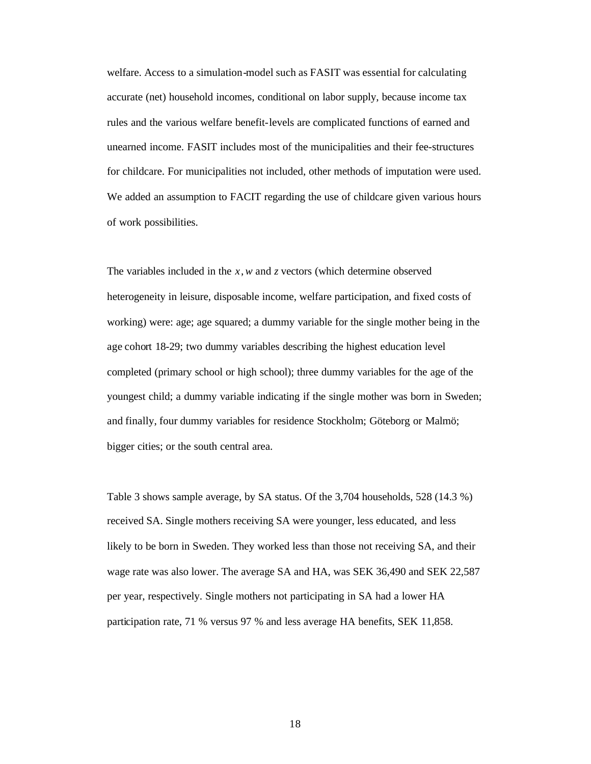welfare. Access to a simulation-model such as FASIT was essential for calculating accurate (net) household incomes, conditional on labor supply, because income tax rules and the various welfare benefit-levels are complicated functions of earned and unearned income. FASIT includes most of the municipalities and their fee-structures for childcare. For municipalities not included, other methods of imputation were used. We added an assumption to FACIT regarding the use of childcare given various hours of work possibilities.

The variables included in the $x$, $w$ and $z$ vectors (which determine observed heterogeneity in leisure, disposable income, welfare participation, and fixed costs of working) were: age; age squared; a dummy variable for the single mother being in the age cohort 18-29; two dummy variables describing the highest education level completed (primary school or high school); three dummy variables for the age of the youngest child; a dummy variable indicating if the single mother was born in Sweden; and finally, four dummy variables for residence Stockholm; Göteborg or Malmö; bigger cities; or the south central area.

Table 3 shows sample average, by SA status. Of the 3,704 households, 528 (14.3 %) received SA. Single mothers receiving SA were younger, less educated, and less likely to be born in Sweden. They worked less than those not receiving SA, and their wage rate was also lower. The average SA and HA, was SEK 36,490 and SEK 22,587 per year, respectively. Single mothers not participating in SA had a lower HA participation rate, 71 % versus 97 % and less average HA benefits, SEK 11,858.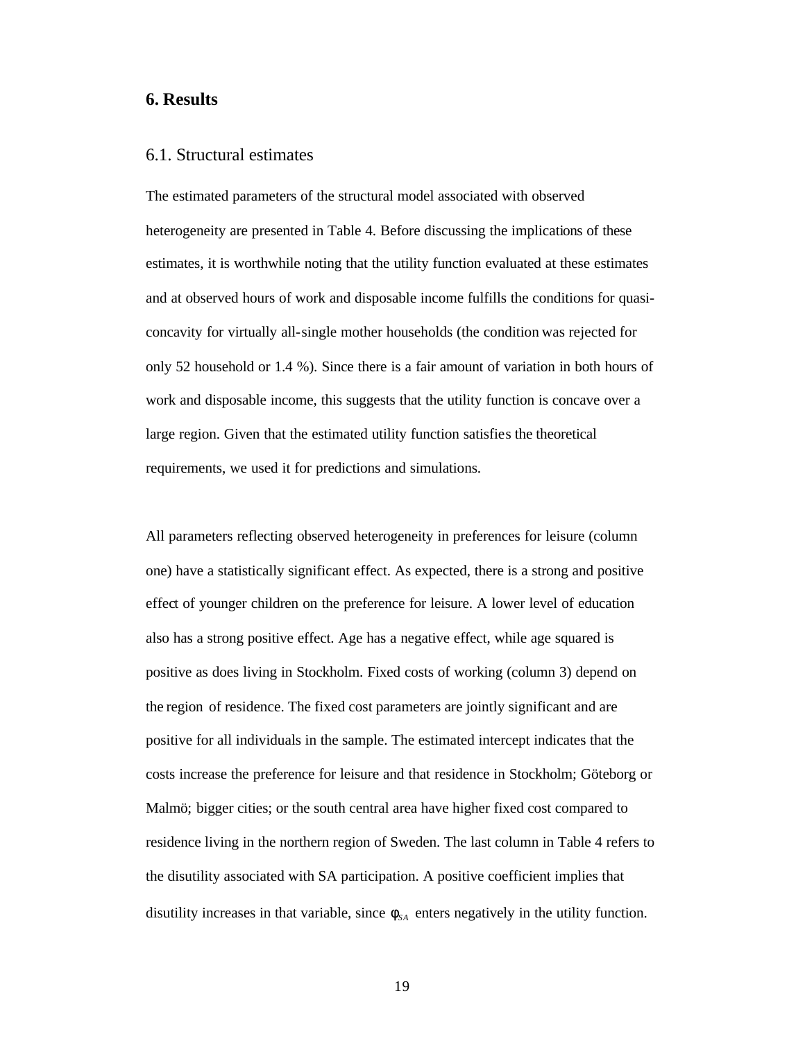## 6. Results

### 6.1. Structural estimates

The estimated parameters of the structural model associated with observed heterogeneity are presented in Table 4. Before discussing the implications of these estimates, it is worthwhile noting that the utility function evaluated at these estimates and at observed hours of work and disposable income fulfills the conditions for quasi-concavity for virtually all-single mother households (the condition was rejected for only 52 household or 1.4 %). Since there is a fair amount of variation in both hours of work and disposable income, this suggests that the utility function is concave over a large region. Given that the estimated utility function satisfies the theoretical requirements, we used it for predictions and simulations.

All parameters reflecting observed heterogeneity in preferences for leisure (column one) have a statistically significant effect. As expected, there is a strong and positive effect of younger children on the preference for leisure. A lower level of education also has a strong positive effect. Age has a negative effect, while age squared is positive as does living in Stockholm. Fixed costs of working (column 3) depend on the region of residence. The fixed cost parameters are jointly significant and are positive for all individuals in the sample. The estimated intercept indicates that the costs increase the preference for leisure and that residence in Stockholm; Göteborg or Malmö; bigger cities; or the south central area have higher fixed cost compared to residence living in the northern region of Sweden. The last column in Table 4 refers to the disutility associated with SA participation. A positive coefficient implies that disutility increases in that variable, since $\phi_{SA}$ enters negatively in the utility function.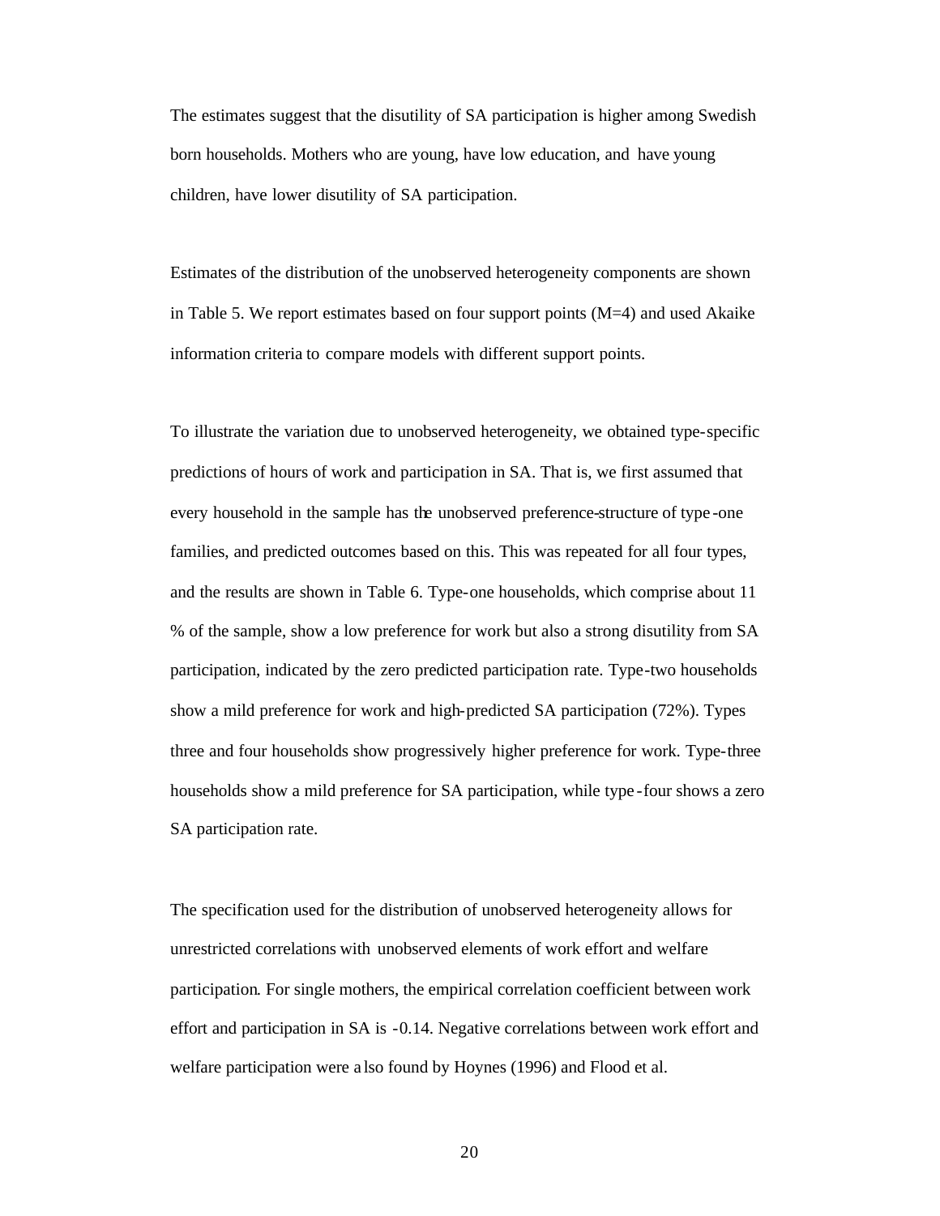The estimates suggest that the disutility of SA participation is higher among Swedish born households. Mothers who are young, have low education, and have young children, have lower disutility of SA participation.

Estimates of the distribution of the unobserved heterogeneity components are shown in Table 5. We report estimates based on four support points (M=4) and used Akaike information criteria to compare models with different support points.

To illustrate the variation due to unobserved heterogeneity, we obtained type-specific predictions of hours of work and participation in SA. That is, we first assumed that every household in the sample has the unobserved preference-structure of type-one families, and predicted outcomes based on this. This was repeated for all four types, and the results are shown in Table 6. Type-one households, which comprise about 11 % of the sample, show a low preference for work but also a strong disutility from SA participation, indicated by the zero predicted participation rate. Type-two households show a mild preference for work and high-predicted SA participation (72%). Types three and four households show progressively higher preference for work. Type-three households show a mild preference for SA participation, while type-four shows a zero SA participation rate.

The specification used for the distribution of unobserved heterogeneity allows for unrestricted correlations with unobserved elements of work effort and welfare participation. For single mothers, the empirical correlation coefficient between work effort and participation in SA is -0.14. Negative correlations between work effort and welfare participation were also found by Hoynes (1996) and Flood et al.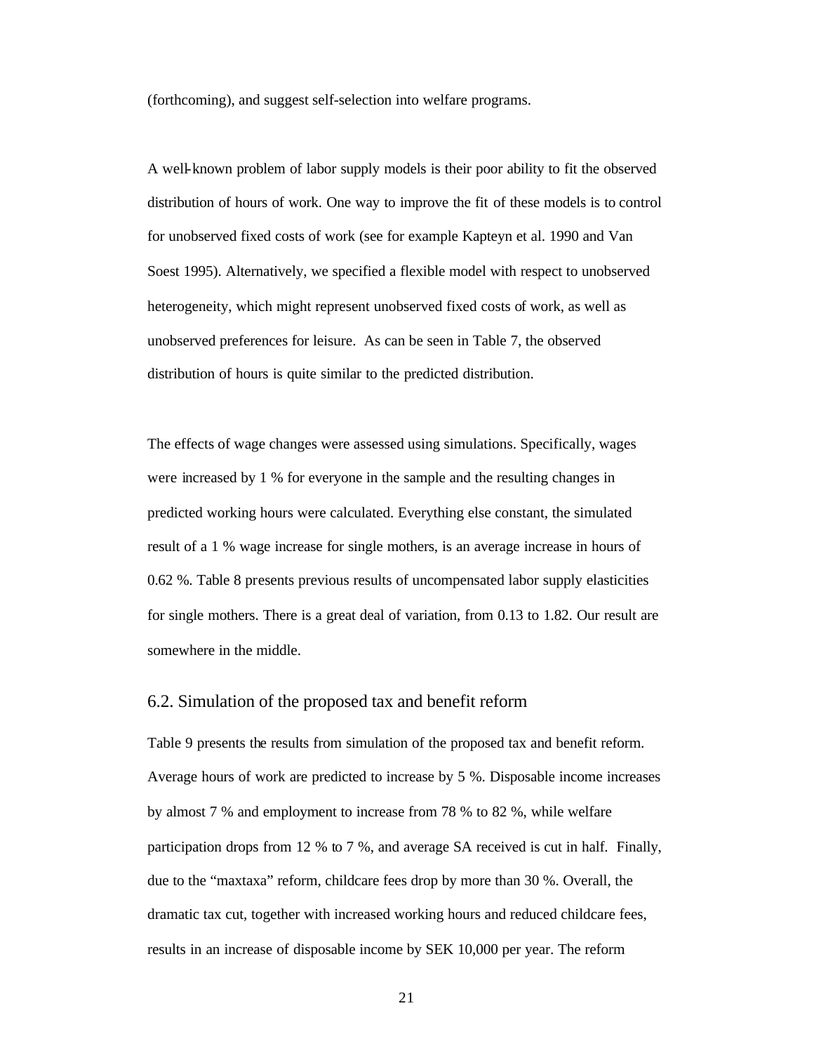(forthcoming), and suggest self-selection into welfare programs.

A well-known problem of labor supply models is their poor ability to fit the observed distribution of hours of work. One way to improve the fit of these models is to control for unobserved fixed costs of work (see for example Kapteyn et al. 1990 and Van Soest 1995). Alternatively, we specified a flexible model with respect to unobserved heterogeneity, which might represent unobserved fixed costs of work, as well as unobserved preferences for leisure. As can be seen in Table 7, the observed distribution of hours is quite similar to the predicted distribution.

The effects of wage changes were assessed using simulations. Specifically, wages were increased by 1 % for everyone in the sample and the resulting changes in predicted working hours were calculated. Everything else constant, the simulated result of a 1 % wage increase for single mothers, is an average increase in hours of 0.62 %. Table 8 presents previous results of uncompensated labor supply elasticities for single mothers. There is a great deal of variation, from 0.13 to 1.82. Our result are somewhere in the middle.

## 6.2. Simulation of the proposed tax and benefit reform

Table 9 presents the results from simulation of the proposed tax and benefit reform. Average hours of work are predicted to increase by 5 %. Disposable income increases by almost 7 % and employment to increase from 78 % to 82 %, while welfare participation drops from 12 % to 7 %, and average SA received is cut in half. Finally, due to the "maxtaxa" reform, childcare fees drop by more than 30 %. Overall, the dramatic tax cut, together with increased working hours and reduced childcare fees, results in an increase of disposable income by SEK 10,000 per year. The reform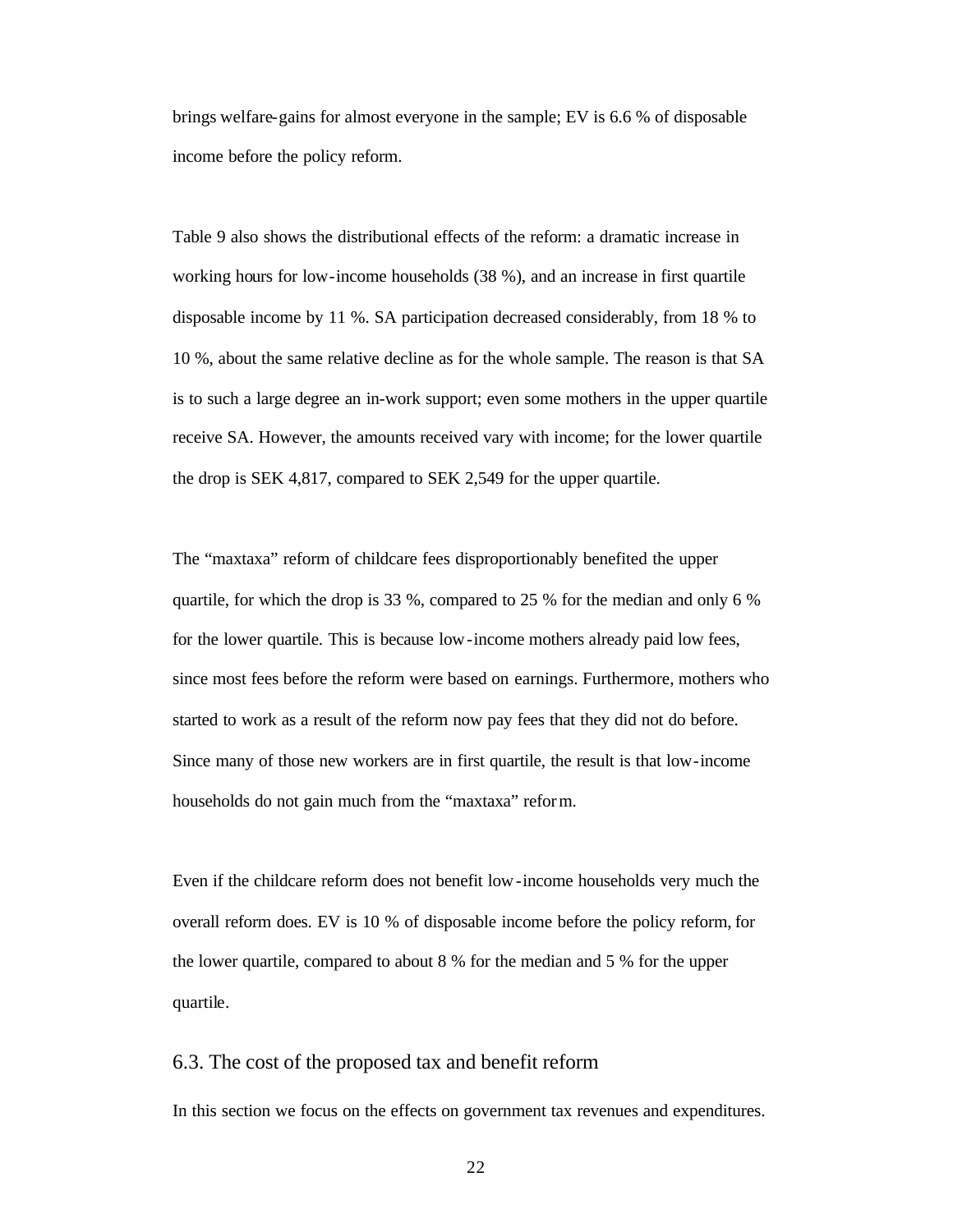brings welfare-gains for almost everyone in the sample; EV is 6.6 % of disposable income before the policy reform.

Table 9 also shows the distributional effects of the reform: a dramatic increase in working hours for low-income households (38 %), and an increase in first quartile disposable income by 11 %. SA participation decreased considerably, from 18 % to 10 %, about the same relative decline as for the whole sample. The reason is that SA is to such a large degree an in-work support; even some mothers in the upper quartile receive SA. However, the amounts received vary with income; for the lower quartile the drop is SEK 4,817, compared to SEK 2,549 for the upper quartile.

The "maxtaxa" reform of childcare fees disproportionably benefited the upper quartile, for which the drop is 33 %, compared to 25 % for the median and only 6 % for the lower quartile. This is because low-income mothers already paid low fees, since most fees before the reform were based on earnings. Furthermore, mothers who started to work as a result of the reform now pay fees that they did not do before. Since many of those new workers are in first quartile, the result is that low-income households do not gain much from the "maxtaxa" reform.

Even if the childcare reform does not benefit low-income households very much the overall reform does. EV is 10 % of disposable income before the policy reform, for the lower quartile, compared to about 8 % for the median and 5 % for the upper quartile.

## 6.3. The cost of the proposed tax and benefit reform

In this section we focus on the effects on government tax revenues and expenditures.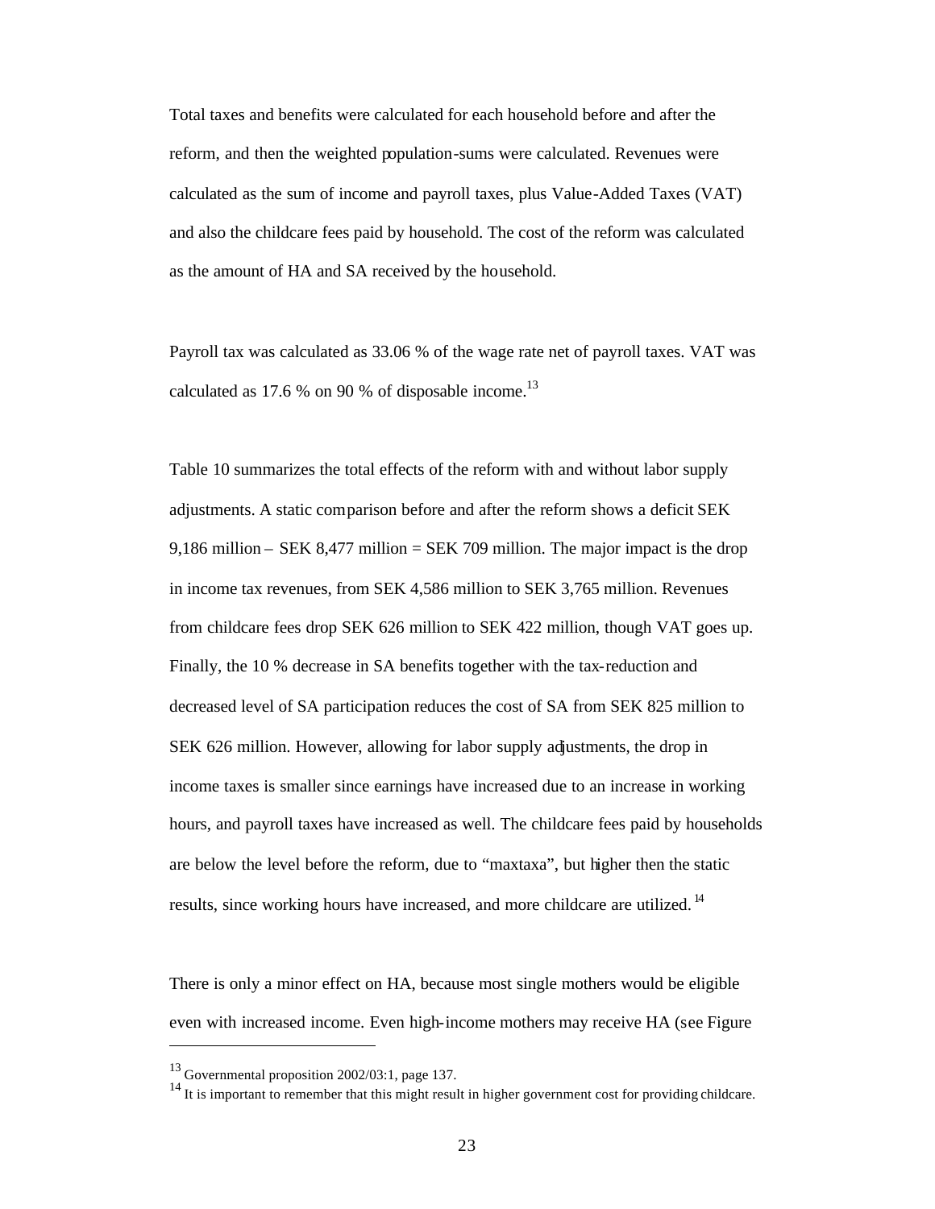Total taxes and benefits were calculated for each household before and after the reform, and then the weighted population-sums were calculated. Revenues were calculated as the sum of income and payroll taxes, plus Value-Added Taxes (VAT) and also the childcare fees paid by household. The cost of the reform was calculated as the amount of HA and SA received by the household.

Payroll tax was calculated as 33.06 % of the wage rate net of payroll taxes. VAT was calculated as 17.6 % on 90 % of disposable income.[13]

Table 10 summarizes the total effects of the reform with and without labor supply adjustments. A static comparison before and after the reform shows a deficit SEK 9,186 million – SEK 8,477 million = SEK 709 million. The major impact is the drop in income tax revenues, from SEK 4,586 million to SEK 3,765 million. Revenues from childcare fees drop SEK 626 million to SEK 422 million, though VAT goes up. Finally, the 10 % decrease in SA benefits together with the tax-reduction and decreased level of SA participation reduces the cost of SA from SEK 825 million to SEK 626 million. However, allowing for labor supply adjustments, the drop in income taxes is smaller since earnings have increased due to an increase in working hours, and payroll taxes have increased as well. The childcare fees paid by households are below the level before the reform, due to "maxtaxa", but higher then the static results, since working hours have increased, and more childcare are utilized.[14]

There is only a minor effect on HA, because most single mothers would be eligible even with increased income. Even high-income mothers may receive HA (see Figure

---

[13] Governmental proposition 2002/03:1, page 137.

[14] It is important to remember that this might result in higher government cost for providing childcare.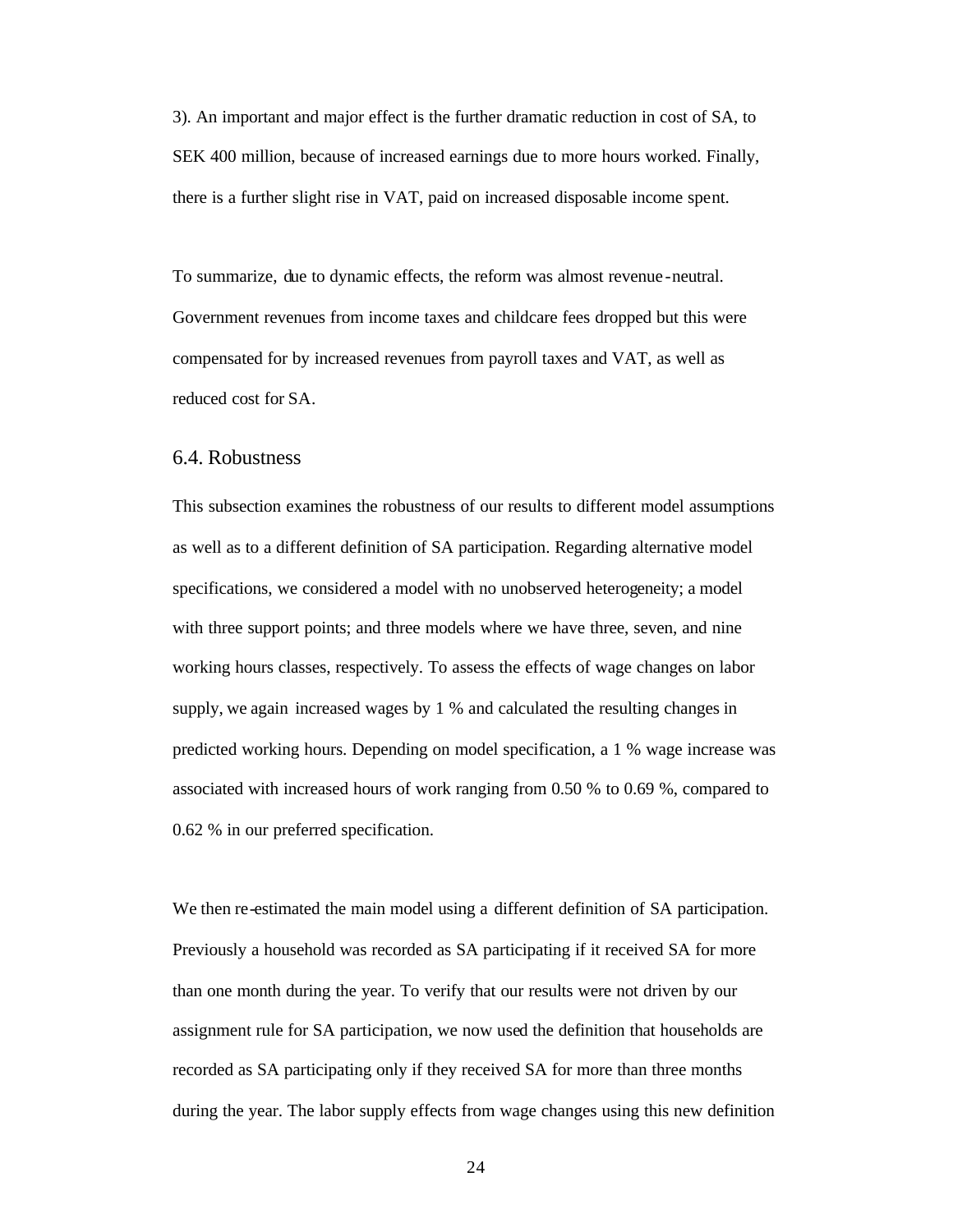3). An important and major effect is the further dramatic reduction in cost of SA, to SEK 400 million, because of increased earnings due to more hours worked. Finally, there is a further slight rise in VAT, paid on increased disposable income spent.

To summarize, due to dynamic effects, the reform was almost revenue-neutral. Government revenues from income taxes and childcare fees dropped but this were compensated for by increased revenues from payroll taxes and VAT, as well as reduced cost for SA.

## 6.4. Robustness

This subsection examines the robustness of our results to different model assumptions as well as to a different definition of SA participation. Regarding alternative model specifications, we considered a model with no unobserved heterogeneity; a model with three support points; and three models where we have three, seven, and nine working hours classes, respectively. To assess the effects of wage changes on labor supply, we again increased wages by 1 % and calculated the resulting changes in predicted working hours. Depending on model specification, a 1 % wage increase was associated with increased hours of work ranging from 0.50 % to 0.69 %, compared to 0.62 % in our preferred specification.

We then re-estimated the main model using a different definition of SA participation. Previously a household was recorded as SA participating if it received SA for more than one month during the year. To verify that our results were not driven by our assignment rule for SA participation, we now used the definition that households are recorded as SA participating only if they received SA for more than three months during the year. The labor supply effects from wage changes using this new definition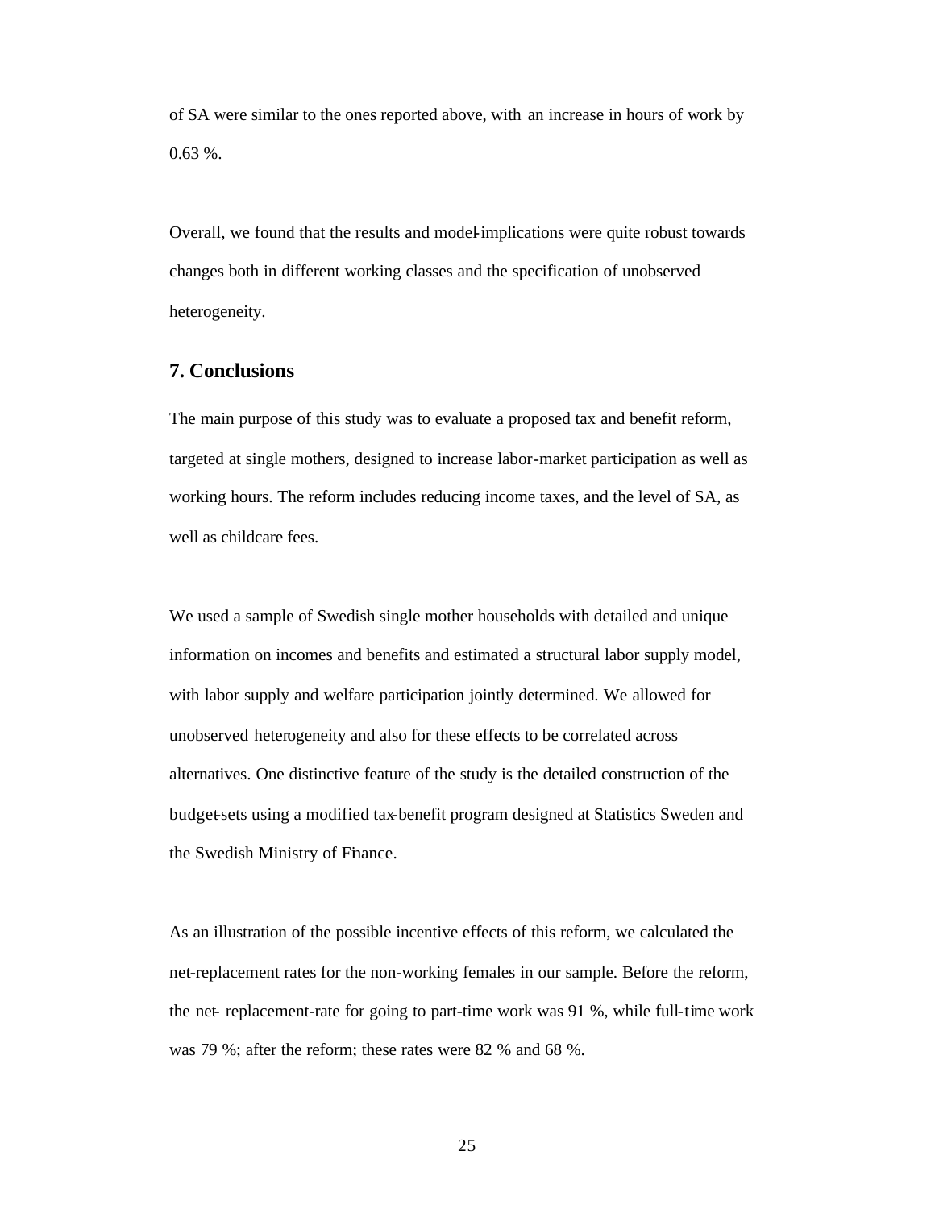of SA were similar to the ones reported above, with an increase in hours of work by 0.63 %.

Overall, we found that the results and model-implications were quite robust towards changes both in different working classes and the specification of unobserved heterogeneity.

## 7. Conclusions

The main purpose of this study was to evaluate a proposed tax and benefit reform, targeted at single mothers, designed to increase labor-market participation as well as working hours. The reform includes reducing income taxes, and the level of SA, as well as childcare fees.

We used a sample of Swedish single mother households with detailed and unique information on incomes and benefits and estimated a structural labor supply model, with labor supply and welfare participation jointly determined. We allowed for unobserved heterogeneity and also for these effects to be correlated across alternatives. One distinctive feature of the study is the detailed construction of the budget-sets using a modified tax-benefit program designed at Statistics Sweden and the Swedish Ministry of Finance.

As an illustration of the possible incentive effects of this reform, we calculated the net-replacement rates for the non-working females in our sample. Before the reform, the net- replacement-rate for going to part-time work was 91 %, while full-time work was 79 %; after the reform; these rates were 82 % and 68 %.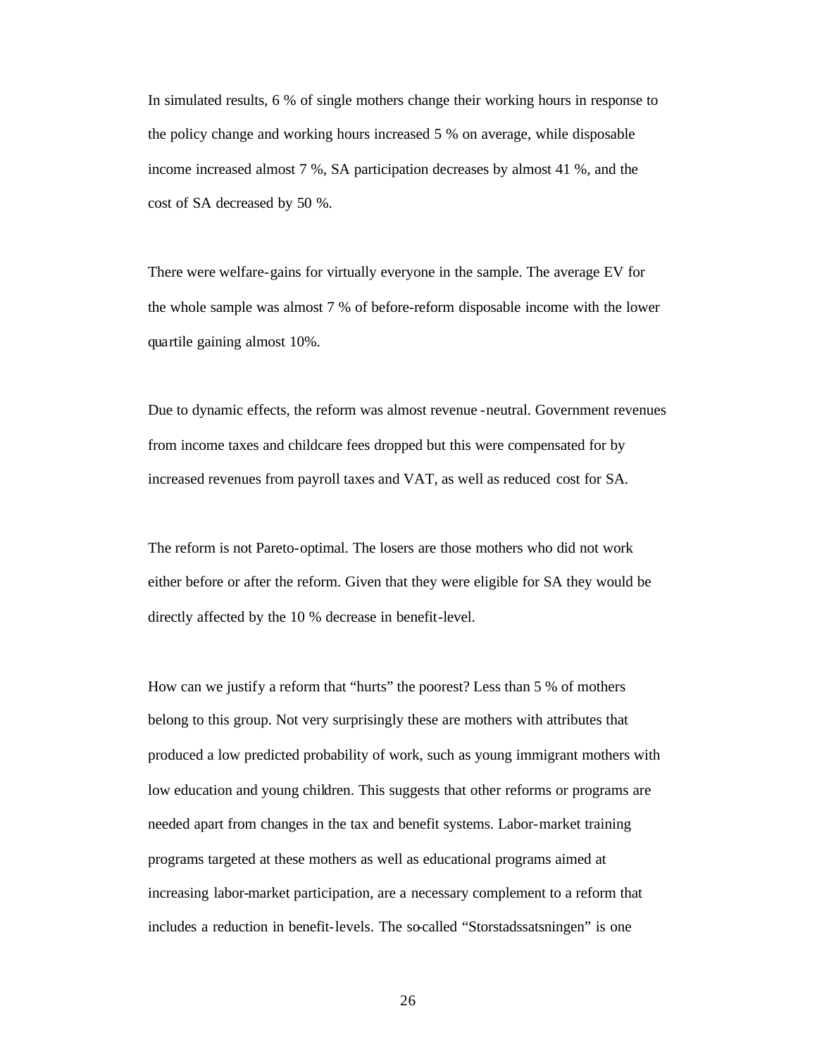In simulated results, 6 % of single mothers change their working hours in response to the policy change and working hours increased 5 % on average, while disposable income increased almost 7 %, SA participation decreases by almost 41 %, and the cost of SA decreased by 50 %.

There were welfare-gains for virtually everyone in the sample. The average EV for the whole sample was almost 7 % of before-reform disposable income with the lower quartile gaining almost 10%.

Due to dynamic effects, the reform was almost revenue-neutral. Government revenues from income taxes and childcare fees dropped but this were compensated for by increased revenues from payroll taxes and VAT, as well as reduced cost for SA.

The reform is not Pareto-optimal. The losers are those mothers who did not work either before or after the reform. Given that they were eligible for SA they would be directly affected by the 10 % decrease in benefit-level.

How can we justify a reform that "hurts" the poorest? Less than 5 % of mothers belong to this group. Not very surprisingly these are mothers with attributes that produced a low predicted probability of work, such as young immigrant mothers with low education and young children. This suggests that other reforms or programs are needed apart from changes in the tax and benefit systems. Labor-market training programs targeted at these mothers as well as educational programs aimed at increasing labor-market participation, are a necessary complement to a reform that includes a reduction in benefit-levels. The so-called "Storstadssatsningen" is one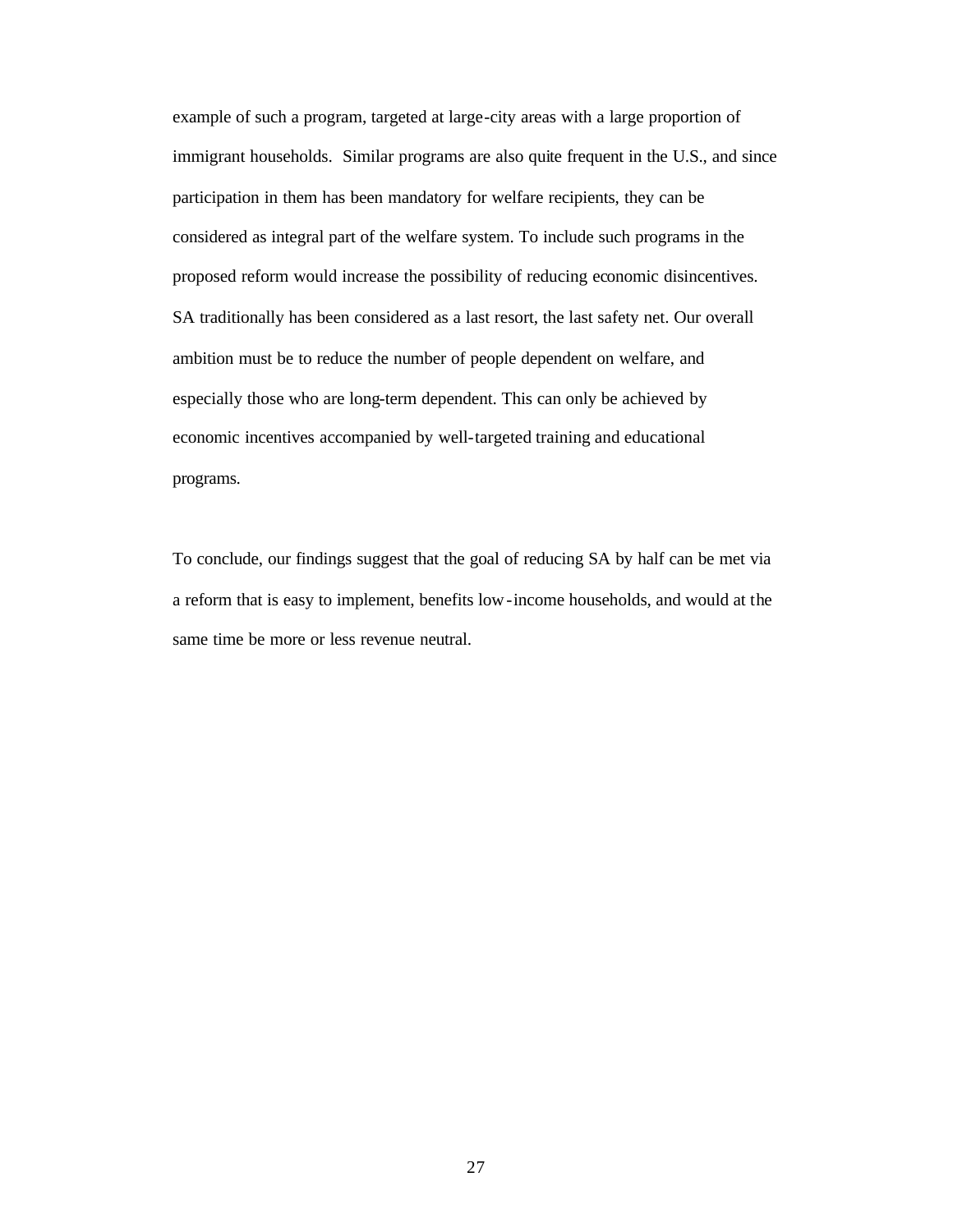example of such a program, targeted at large-city areas with a large proportion of immigrant households. Similar programs are also quite frequent in the U.S., and since participation in them has been mandatory for welfare recipients, they can be considered as integral part of the welfare system. To include such programs in the proposed reform would increase the possibility of reducing economic disincentives. SA traditionally has been considered as a last resort, the last safety net. Our overall ambition must be to reduce the number of people dependent on welfare, and especially those who are long-term dependent. This can only be achieved by economic incentives accompanied by well-targeted training and educational programs.

To conclude, our findings suggest that the goal of reducing SA by half can be met via a reform that is easy to implement, benefits low-income households, and would at the same time be more or less revenue neutral.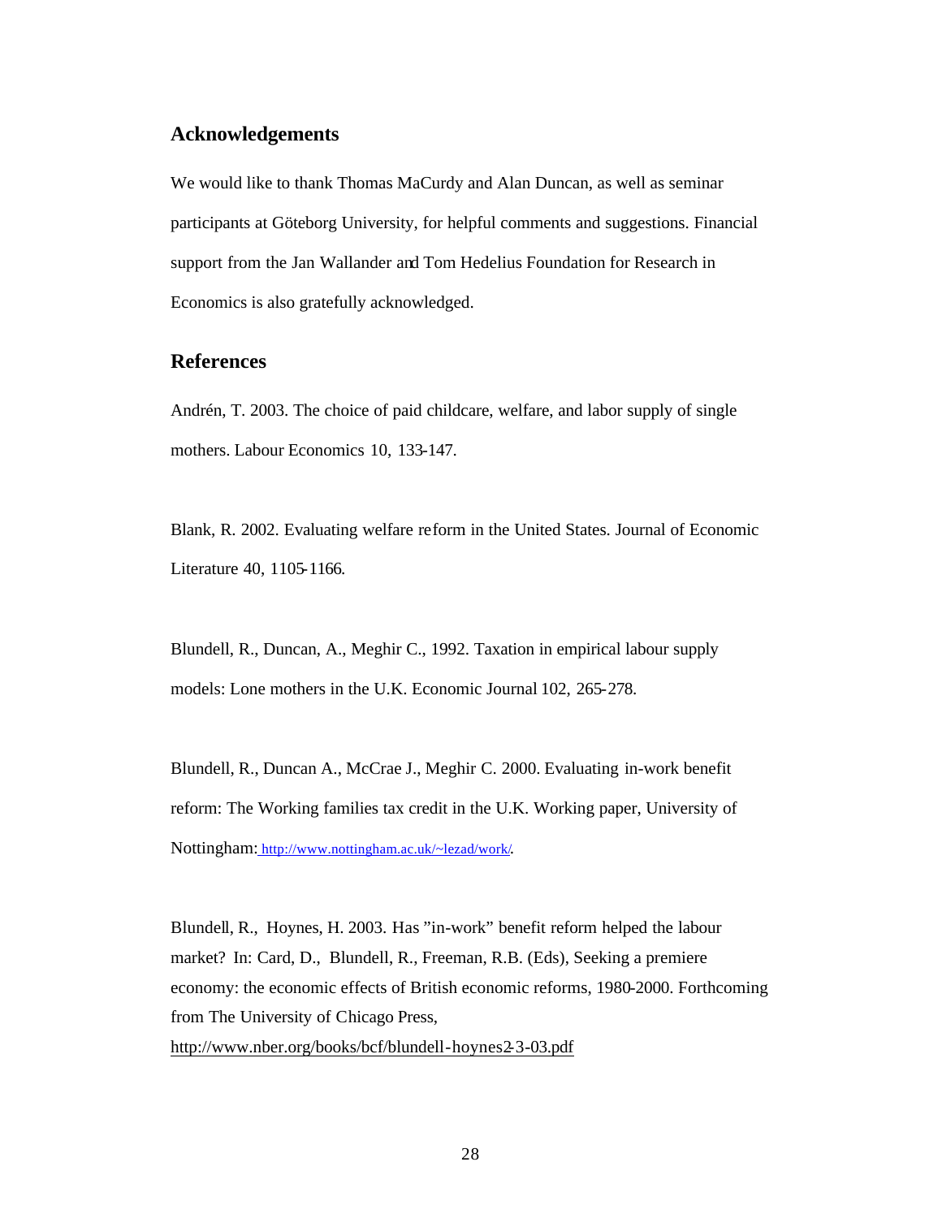## Acknowledgements

We would like to thank Thomas MaCurdy and Alan Duncan, as well as seminar participants at Göteborg University, for helpful comments and suggestions. Financial support from the Jan Wallander and Tom Hedelius Foundation for Research in Economics is also gratefully acknowledged.

## References

Andrén, T. 2003. The choice of paid childcare, welfare, and labor supply of single mothers. Labour Economics 10, 133-147.

Blank, R. 2002. Evaluating welfare reform in the United States. Journal of Economic Literature 40, 1105-1166.

Blundell, R., Duncan, A., Meghir C., 1992. Taxation in empirical labour supply models: Lone mothers in the U.K. Economic Journal 102, 265-278.

Blundell, R., Duncan A., McCrae J., Meghir C. 2000. Evaluating in-work benefit reform: The Working families tax credit in the U.K. Working paper, University of Nottingham: http://www.nottingham.ac.uk/~lezad/work/.

Blundell, R., Hoynes, H. 2003. Has "in-work" benefit reform helped the labour market? In: Card, D., Blundell, R., Freeman, R.B. (Eds), Seeking a premiere economy: the economic effects of British economic reforms, 1980-2000. Forthcoming from The University of Chicago Press, http://www.nber.org/books/bcf/blundell-hoynes2-3-03.pdf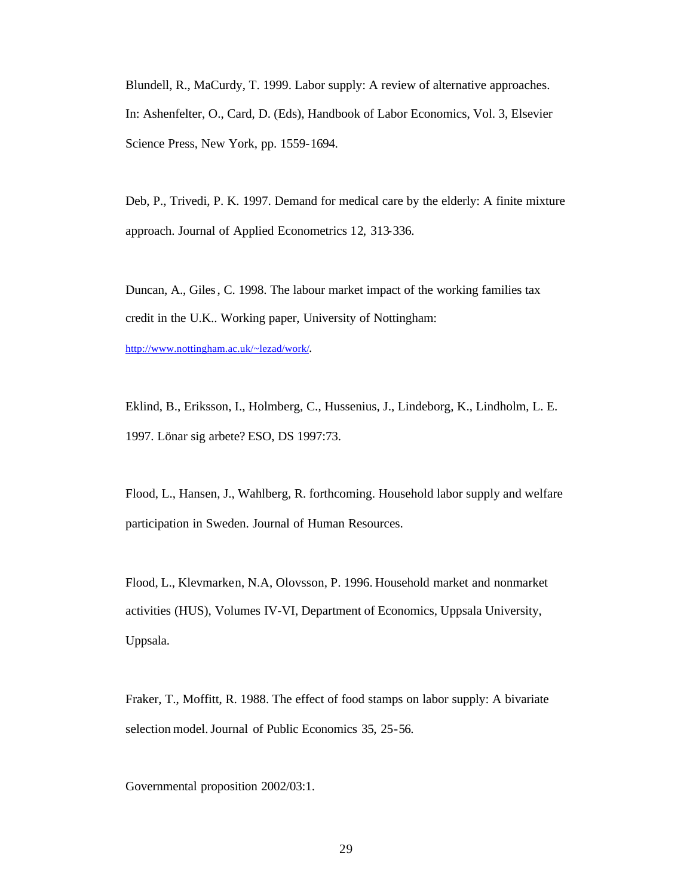Blundell, R., MaCurdy, T. 1999. Labor supply: A review of alternative approaches. In: Ashenfelter, O., Card, D. (Eds), Handbook of Labor Economics, Vol. 3, Elsevier Science Press, New York, pp. 1559-1694.

Deb, P., Trivedi, P. K. 1997. Demand for medical care by the elderly: A finite mixture approach. Journal of Applied Econometrics 12, 313-336.

Duncan, A., Giles, C. 1998. The labour market impact of the working families tax credit in the U.K.. Working paper, University of Nottingham: http://www.nottingham.ac.uk/~lezad/work/.

Eklind, B., Eriksson, I., Holmberg, C., Hussenius, J., Lindeborg, K., Lindholm, L. E. 1997. Lönar sig arbete? ESO, DS 1997:73.

Flood, L., Hansen, J., Wahlberg, R. forthcoming. Household labor supply and welfare participation in Sweden. Journal of Human Resources.

Flood, L., Klevmarken, N.A, Olovsson, P. 1996. Household market and nonmarket activities (HUS), Volumes IV-VI, Department of Economics, Uppsala University, Uppsala.

Fraker, T., Moffitt, R. 1988. The effect of food stamps on labor supply: A bivariate selection model. Journal of Public Economics 35, 25-56.

Governmental proposition 2002/03:1.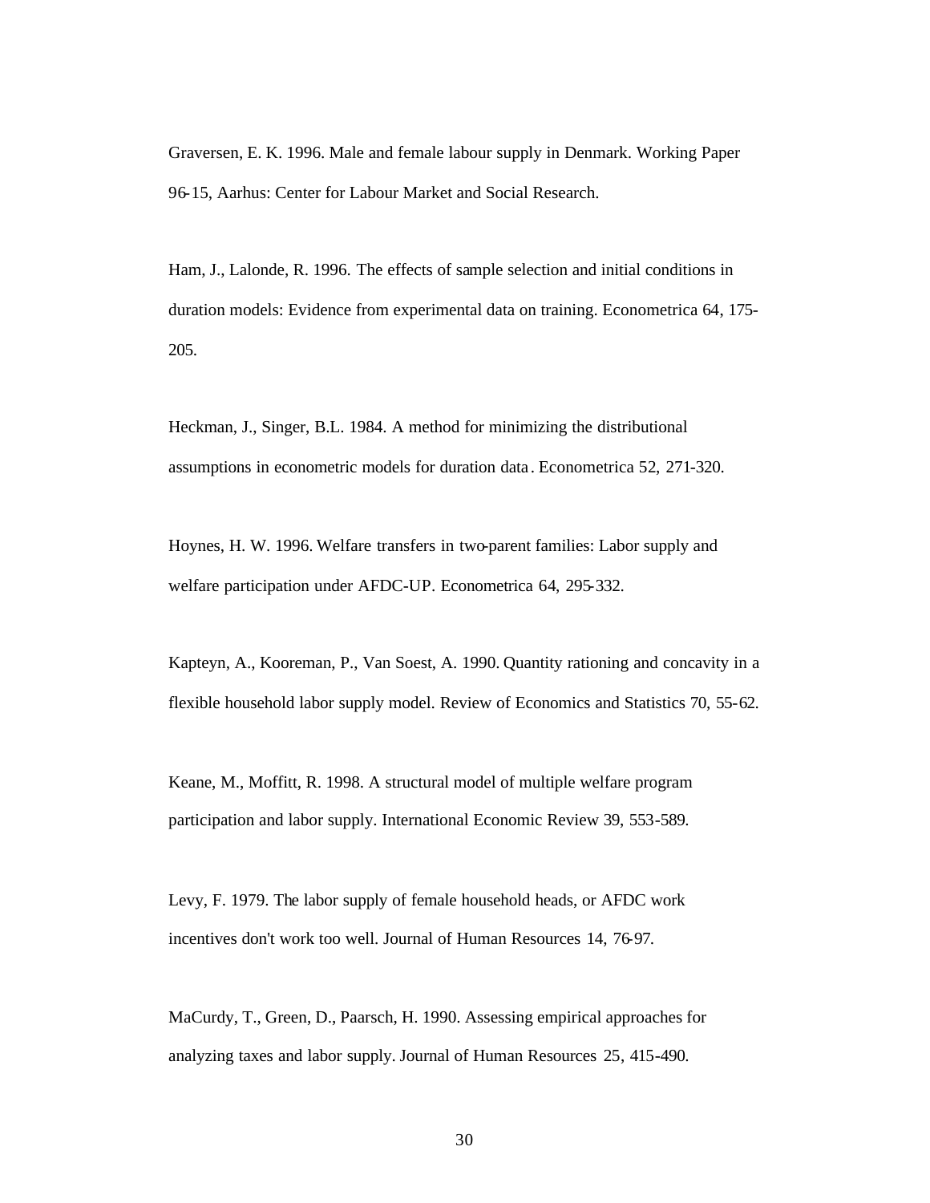Graversen, E. K. 1996. Male and female labour supply in Denmark. Working Paper 96-15, Aarhus: Center for Labour Market and Social Research.

Ham, J., Lalonde, R. 1996. The effects of sample selection and initial conditions in duration models: Evidence from experimental data on training. Econometrica 64, 175-205.

Heckman, J., Singer, B.L. 1984. A method for minimizing the distributional assumptions in econometric models for duration data. Econometrica 52, 271-320.

Hoynes, H. W. 1996. Welfare transfers in two-parent families: Labor supply and welfare participation under AFDC-UP. Econometrica 64, 295-332.

Kapteyn, A., Kooreman, P., Van Soest, A. 1990. Quantity rationing and concavity in a flexible household labor supply model. Review of Economics and Statistics 70, 55-62.

Keane, M., Moffitt, R. 1998. A structural model of multiple welfare program participation and labor supply. International Economic Review 39, 553-589.

Levy, F. 1979. The labor supply of female household heads, or AFDC work incentives don't work too well. Journal of Human Resources 14, 76-97.

MaCurdy, T., Green, D., Paarsch, H. 1990. Assessing empirical approaches for analyzing taxes and labor supply. Journal of Human Resources 25, 415-490.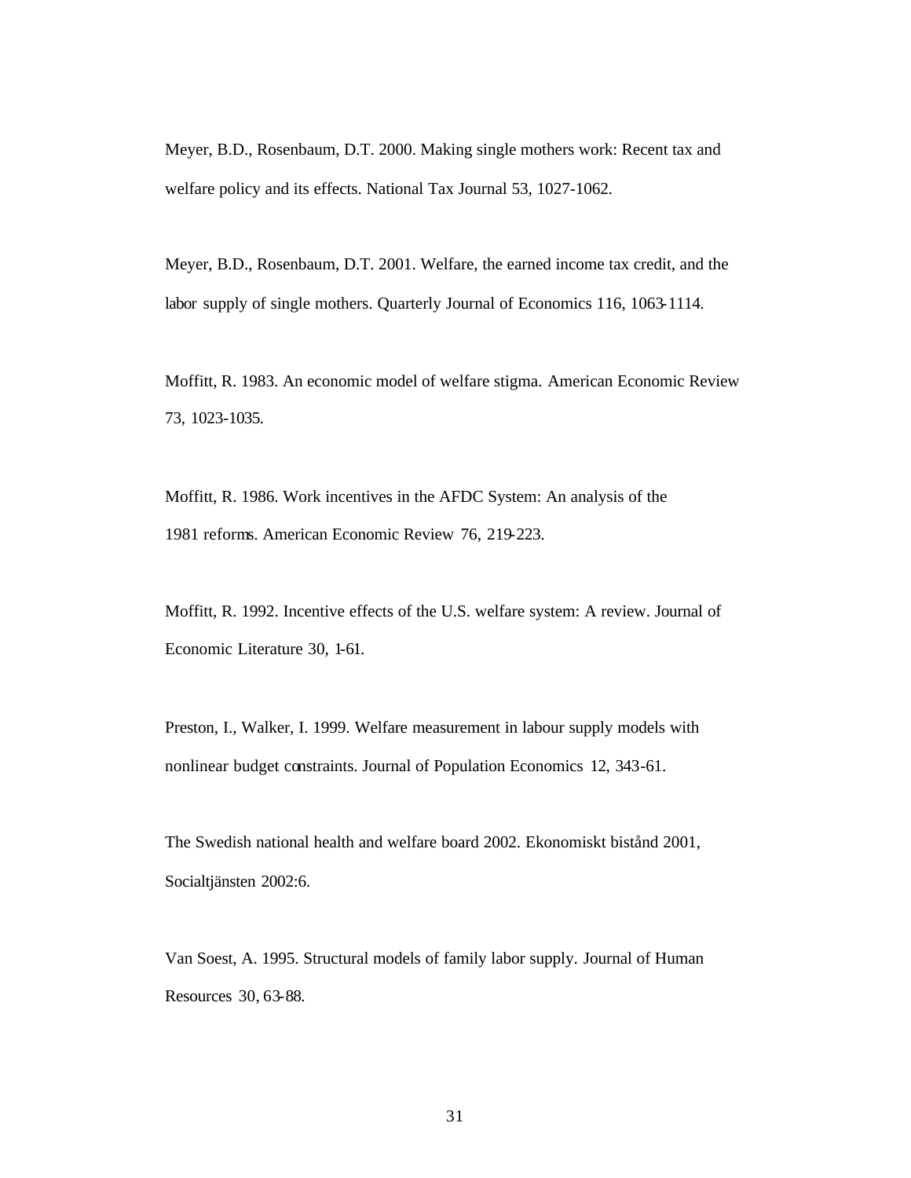Meyer, B.D., Rosenbaum, D.T. 2000. Making single mothers work: Recent tax and welfare policy and its effects. National Tax Journal 53, 1027-1062.

Meyer, B.D., Rosenbaum, D.T. 2001. Welfare, the earned income tax credit, and the labor supply of single mothers. Quarterly Journal of Economics 116, 1063-1114.

Moffitt, R. 1983. An economic model of welfare stigma. American Economic Review 73, 1023-1035.

Moffitt, R. 1986. Work incentives in the AFDC System: An analysis of the 1981 reforms. American Economic Review 76, 219-223.

Moffitt, R. 1992. Incentive effects of the U.S. welfare system: A review. Journal of Economic Literature 30, 1-61.

Preston, I., Walker, I. 1999. Welfare measurement in labour supply models with nonlinear budget constraints. Journal of Population Economics 12, 343-61.

The Swedish national health and welfare board 2002. Ekonomiskt bistånd 2001, Socialtjänsten 2002:6.

Van Soest, A. 1995. Structural models of family labor supply. Journal of Human Resources 30, 63-88.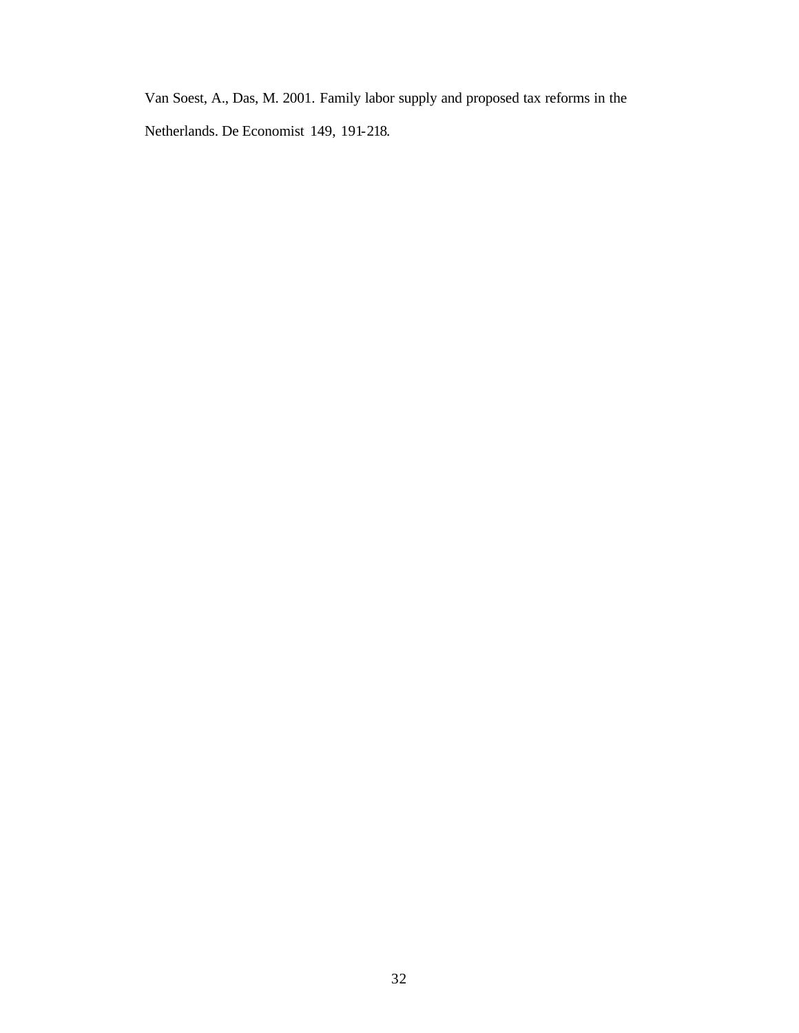Van Soest, A., Das, M. 2001. Family labor supply and proposed tax reforms in the Netherlands. De Economist 149, 191-218.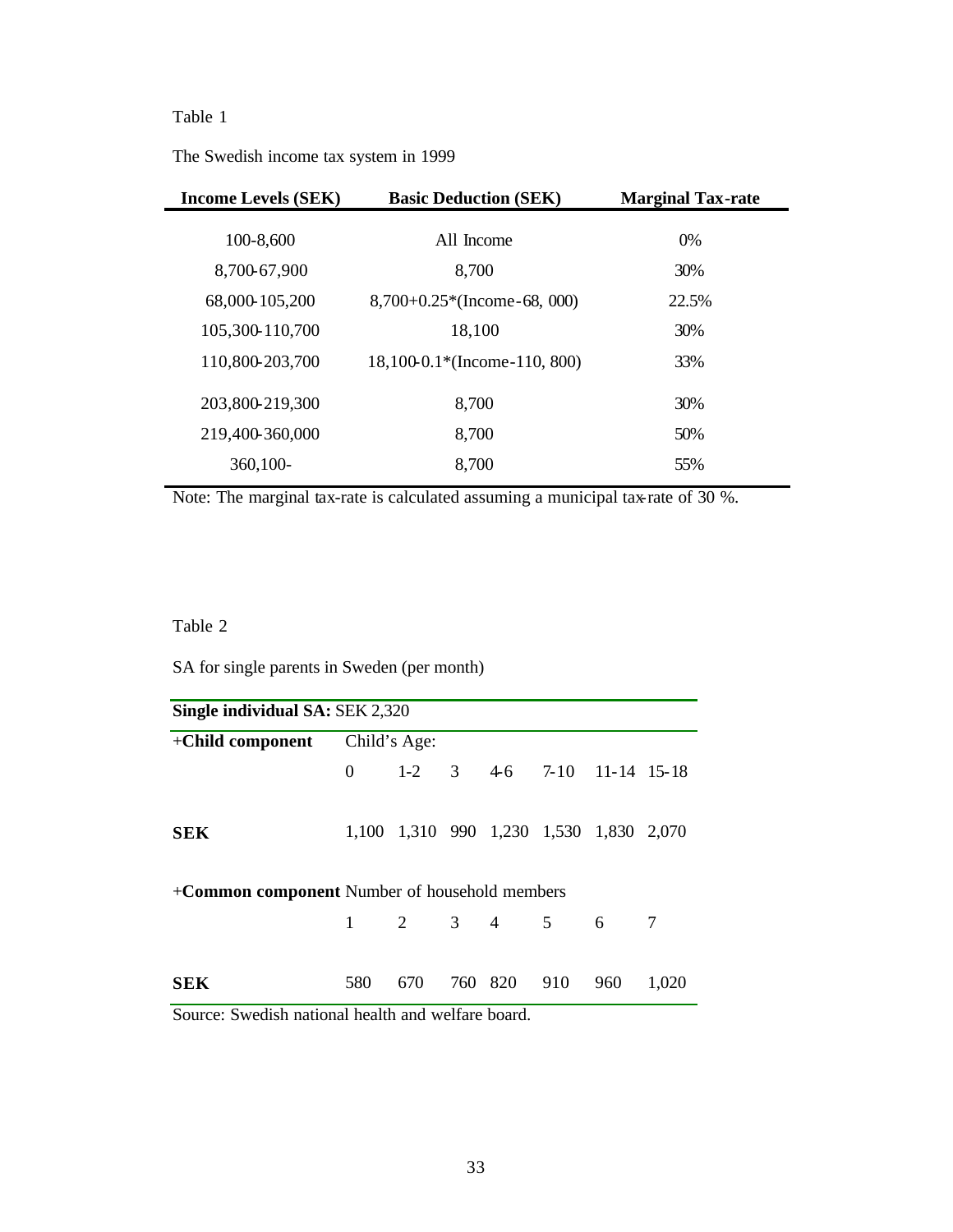Table 1

The Swedish income tax system in 1999

| Income Levels (SEK) | Basic Deduction (SEK) | Marginal Tax-rate |
|---|---|---|
| 100-8,600 | All Income | 0% |
| 8,700-67,900 | 8,700 | 30% |
| 68,000-105,200 | 8,700+0.25*(Income-68, 000) | 22.5% |
| 105,300-110,700 | 18,100 | 30% |
| 110,800-203,700 | 18,100-0.1*(Income-110, 800) | 33% |
| 203,800-219,300 | 8,700 | 30% |
| 219,400-360,000 | 8,700 | 50% |
| 360,100- | 8,700 | 55% |

Note: The marginal tax-rate is calculated assuming a municipal tax-rate of 30 %.

Table 2

SA for single parents in Sweden (per month)

| **Single individual SA:** SEK 2,320 | | | | | | | |
|---|---|---|---|---|---|---|---|
| +**Child component** | Child's Age: | | | | | | |
| | 0 | 1-2 | 3 | 4-6 | 7-10 | 11-14 | 15-18 |
| **SEK** | 1,100 | 1,310 | 990 | 1,230 | 1,530 | 1,830 | 2,070 |
| +**Common component** | Number of household members | | | | | | |
| | 1 | 2 | 3 | 4 | 5 | 6 | 7 |
| **SEK** | 580 | 670 | 760 | 820 | 910 | 960 | 1,020 |

Source: Swedish national health and welfare board.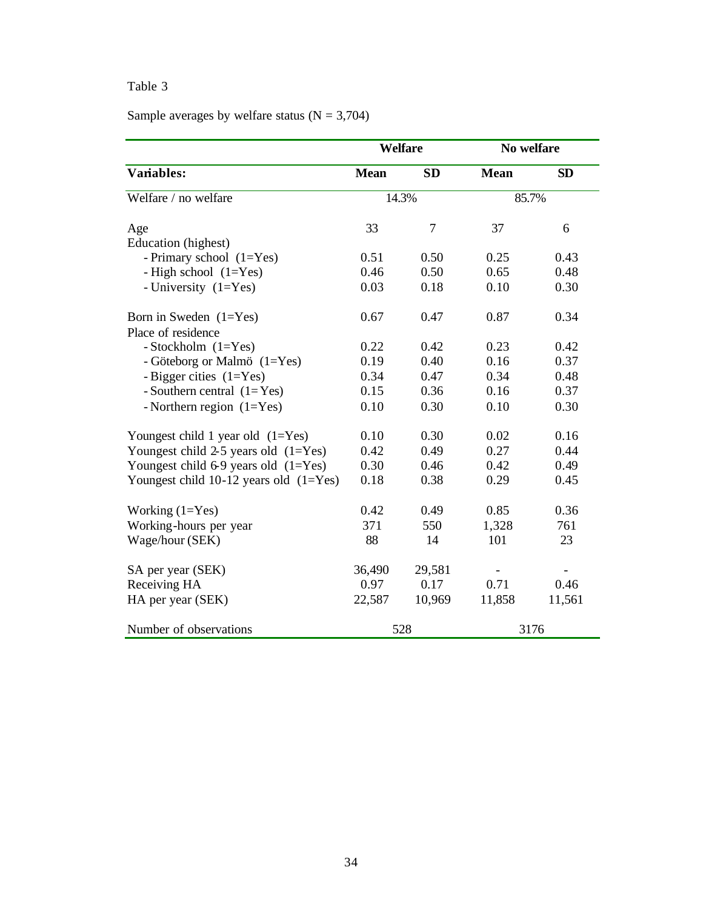Table 3

Sample averages by welfare status (N = 3,704)

| | Welfare | | No welfare | |
|---|---|---|---|---|
| **Variables:** | **Mean** | **SD** | **Mean** | **SD** |
| Welfare / no welfare | 14.3% | | 85.7% | |
| Age | 33 | 7 | 37 | 6 |
| Education (highest) | | | | |
| - Primary school (1=Yes) | 0.51 | 0.50 | 0.25 | 0.43 |
| - High school (1=Yes) | 0.46 | 0.50 | 0.65 | 0.48 |
| - University (1=Yes) | 0.03 | 0.18 | 0.10 | 0.30 |
| Born in Sweden (1=Yes) | 0.67 | 0.47 | 0.87 | 0.34 |
| Place of residence | | | | |
| - Stockholm (1=Yes) | 0.22 | 0.42 | 0.23 | 0.42 |
| - Göteborg or Malmö (1=Yes) | 0.19 | 0.40 | 0.16 | 0.37 |
| - Bigger cities (1=Yes) | 0.34 | 0.47 | 0.34 | 0.48 |
| - Southern central (1=Yes) | 0.15 | 0.36 | 0.16 | 0.37 |
| - Northern region (1=Yes) | 0.10 | 0.30 | 0.10 | 0.30 |
| Youngest child 1 year old (1=Yes) | 0.10 | 0.30 | 0.02 | 0.16 |
| Youngest child 2-5 years old (1=Yes) | 0.42 | 0.49 | 0.27 | 0.44 |
| Youngest child 6-9 years old (1=Yes) | 0.30 | 0.46 | 0.42 | 0.49 |
| Youngest child 10-12 years old (1=Yes) | 0.18 | 0.38 | 0.29 | 0.45 |
| Working (1=Yes) | 0.42 | 0.49 | 0.85 | 0.36 |
| Working-hours per year | 371 | 550 | 1,328 | 761 |
| Wage/hour (SEK) | 88 | 14 | 101 | 23 |
| SA per year (SEK) | 36,490 | 29,581 | - | - |
| Receiving HA | 0.97 | 0.17 | 0.71 | 0.46 |
| HA per year (SEK) | 22,587 | 10,969 | 11,858 | 11,561 |
| Number of observations | 528 | | 3176 | |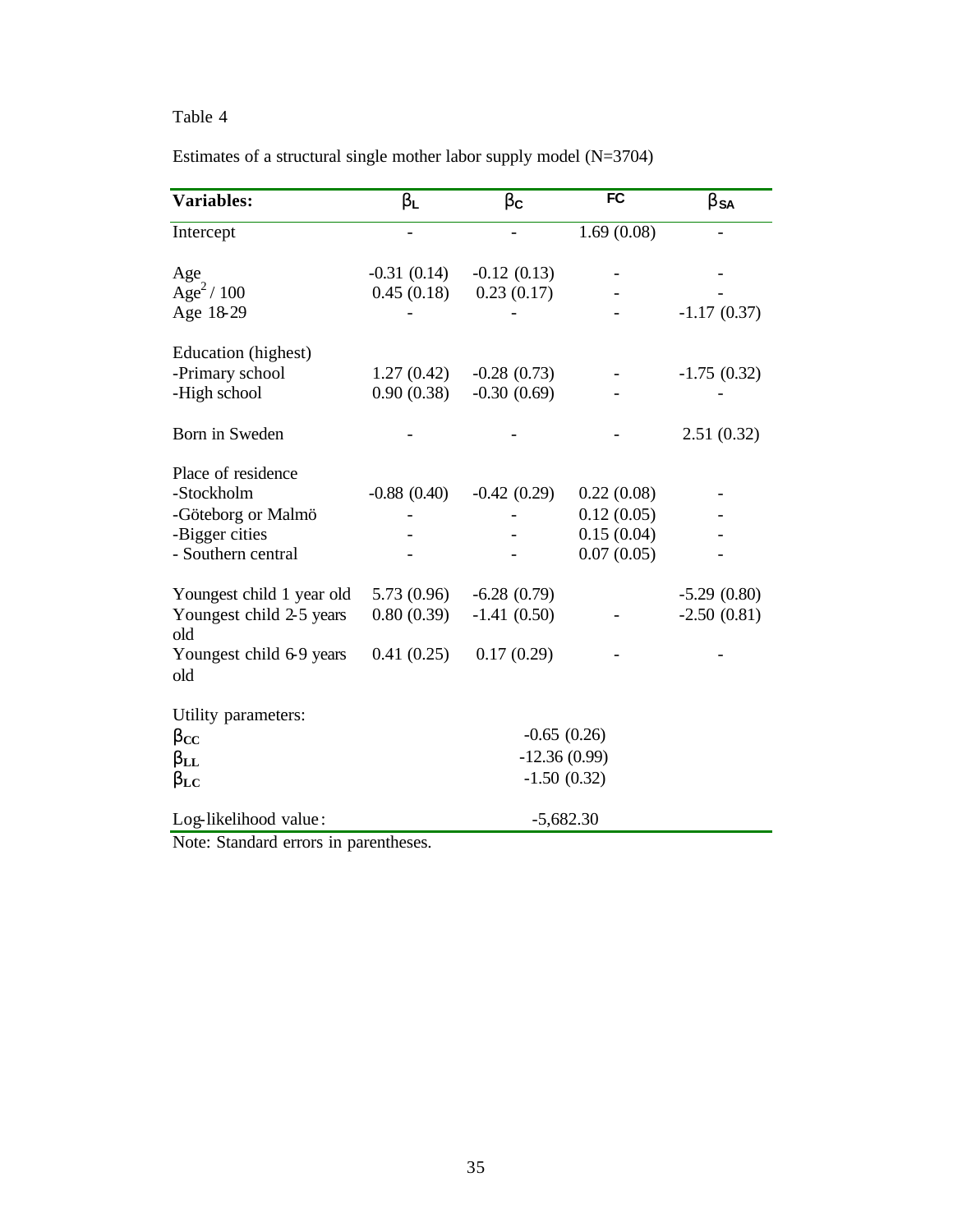Table 4

Estimates of a structural single mother labor supply model (N=3704)

| Variables: | $\beta_L$ | $\beta_C$ | FC | $\beta_{SA}$ |
|---|---|---|---|---|
| Intercept | - | - | 1.69 (0.08) | - |
| Age | -0.31 (0.14) | -0.12 (0.13) | - | - |
| $Age^2$ / 100 | 0.45 (0.18) | 0.23 (0.17) | - | - |
| Age 18-29 | - | - | - | -1.17 (0.37) |
| Education (highest) | | | | |
| -Primary school | 1.27 (0.42) | -0.28 (0.73) | - | -1.75 (0.32) |
| -High school | 0.90 (0.38) | -0.30 (0.69) | - | - |
| Born in Sweden | - | - | - | 2.51 (0.32) |
| Place of residence | | | | |
| -Stockholm | -0.88 (0.40) | -0.42 (0.29) | 0.22 (0.08) | - |
| -Göteborg or Malmö | - | - | 0.12 (0.05) | - |
| -Bigger cities | - | - | 0.15 (0.04) | - |
| - Southern central | - | - | 0.07 (0.05) | - |
| Youngest child 1 year old | 5.73 (0.96) | -6.28 (0.79) | | -5.29 (0.80) |
| Youngest child 2-5 years old | 0.80 (0.39) | -1.41 (0.50) | - | -2.50 (0.81) |
| Youngest child 6-9 years old | 0.41 (0.25) | 0.17 (0.29) | - | - |
| Utility parameters: | | | | |
| $\beta_{CC}$ | | -0.65 (0.26) | | |
| $\beta_{LL}$ | | -12.36 (0.99) | | |
| $\beta_{LC}$ | | -1.50 (0.32) | | |
| Log-likelihood value: | | -5,682.30 | | |

Note: Standard errors in parentheses.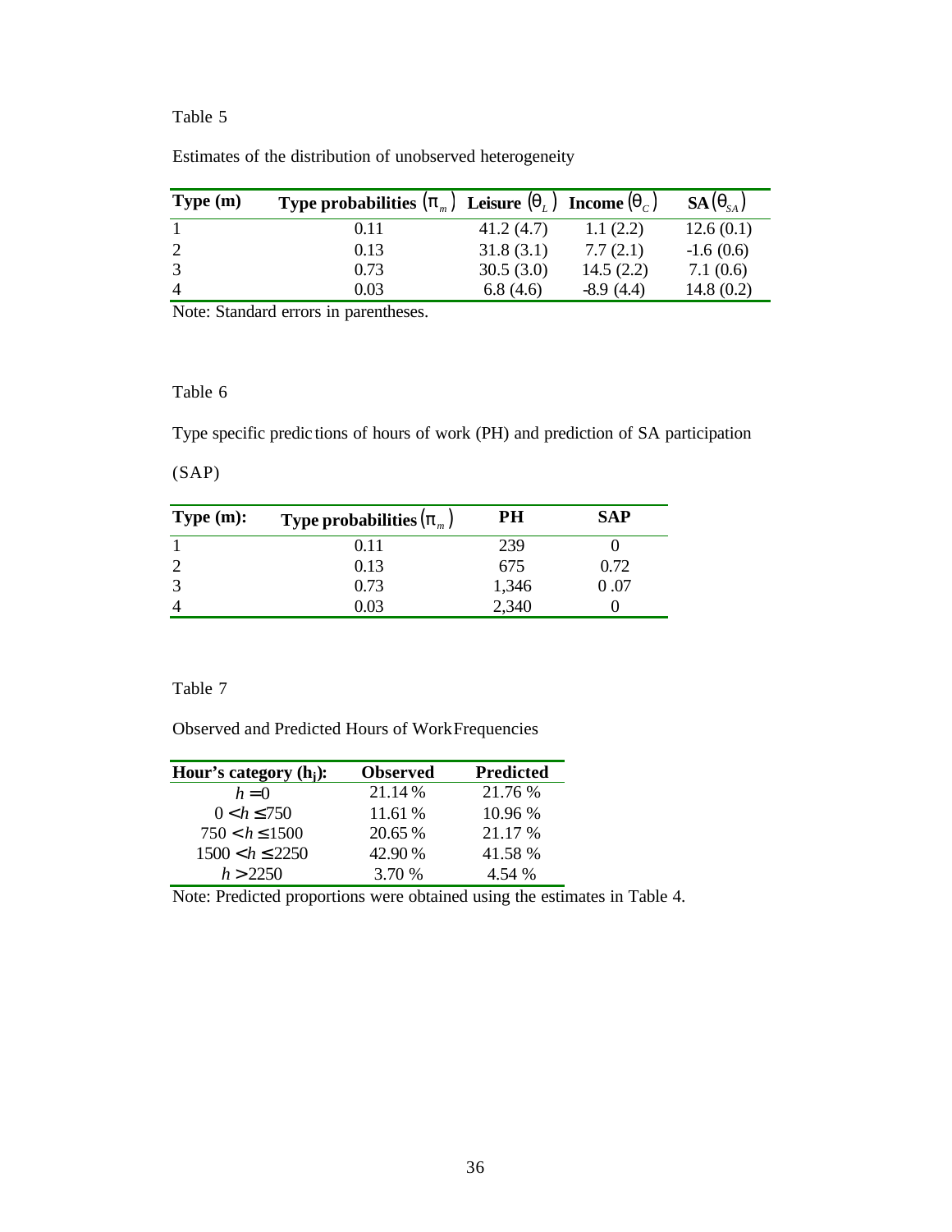Table 5

Estimates of the distribution of unobserved heterogeneity

| Type (m) | Type probabilities $(\pi_m)$ | Leisure $(\theta_L)$ | Income $(\theta_C)$ | SA $(\theta_{SA})$ |
|---|---|---|---|---|
| 1 | 0.11 | 41.2 (4.7) | 1.1 (2.2) | 12.6 (0.1) |
| 2 | 0.13 | 31.8 (3.1) | 7.7 (2.1) | -1.6 (0.6) |
| 3 | 0.73 | 30.5 (3.0) | 14.5 (2.2) | 7.1 (0.6) |
| 4 | 0.03 | 6.8 (4.6) | -8.9 (4.4) | 14.8 (0.2) |

Note: Standard errors in parentheses.

Table 6

Type specific predictions of hours of work (PH) and prediction of SA participation (SAP)

| Type (m): | Type probabilities $(\pi_m)$ | PH | SAP |
|---|---|---|---|
| 1 | 0.11 | 239 | 0 |
| 2 | 0.13 | 675 | 0.72 |
| 3 | 0.73 | 1,346 | 0 .07 |
| 4 | 0.03 | 2,340 | 0 |

Table 7

Observed and Predicted Hours of Work Frequencies

| Hour's category ($h_j$): | Observed | Predicted |
|---|---|---|
| $h = 0$ | 21.14 % | 21.76 % |
| $0 < h \leq 750$ | 11.61 % | 10.96 % |
| $750 < h \leq 1500$ | 20.65 % | 21.17 % |
| $1500 < h \leq 2250$ | 42.90 % | 41.58 % |
| $h > 2250$ | 3.70 % | 4.54 % |

Note: Predicted proportions were obtained using the estimates in Table 4.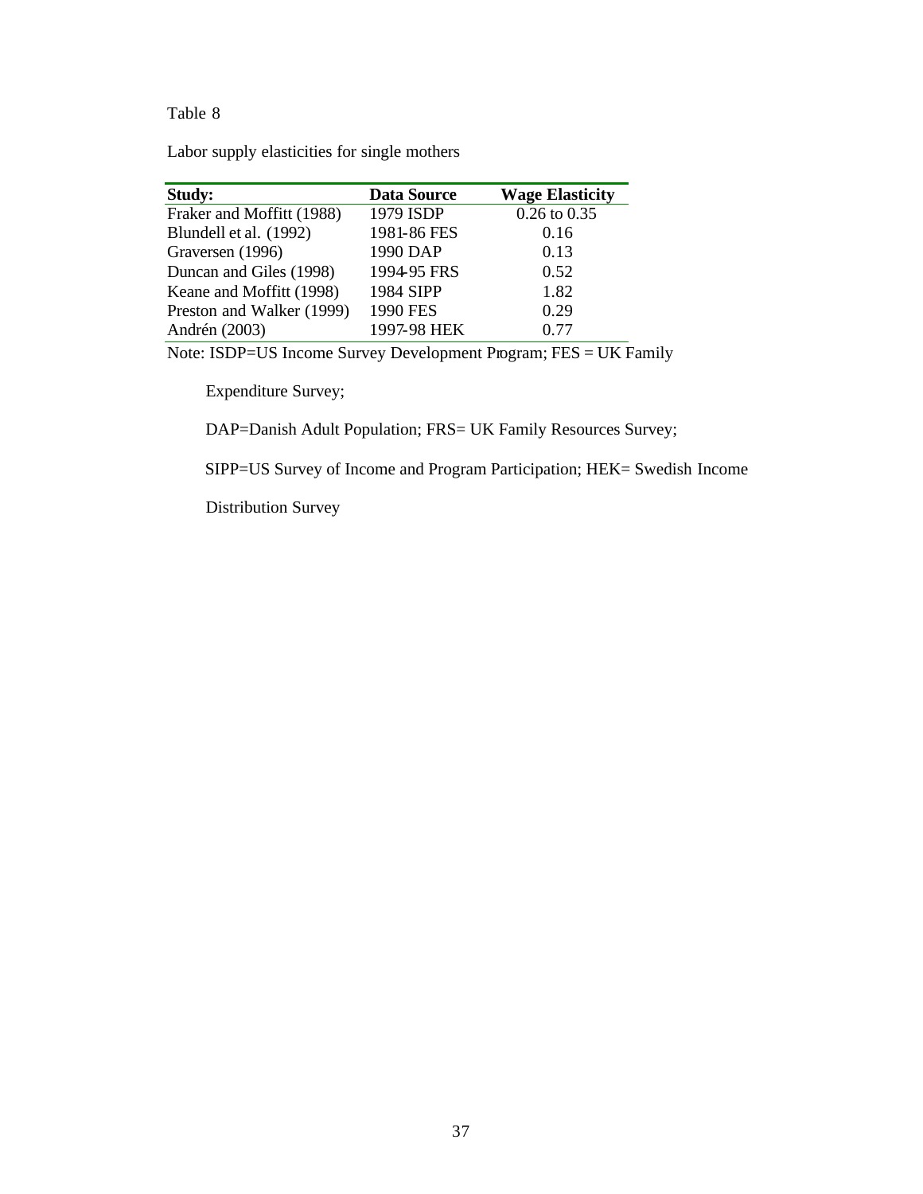Table 8

Labor supply elasticities for single mothers

| Study: | Data Source | Wage Elasticity |
|---|---|---|
| Fraker and Moffitt (1988) | 1979 ISDP | 0.26 to 0.35 |
| Blundell et al. (1992) | 1981-86 FES | 0.16 |
| Graversen (1996) | 1990 DAP | 0.13 |
| Duncan and Giles (1998) | 1994-95 FRS | 0.52 |
| Keane and Moffitt (1998) | 1984 SIPP | 1.82 |
| Preston and Walker (1999) | 1990 FES | 0.29 |
| Andrén (2003) | 1997-98 HEK | 0.77 |

Note: ISDP=US Income Survey Development Program; FES = UK Family Expenditure Survey; DAP=Danish Adult Population; FRS= UK Family Resources Survey; SIPP=US Survey of Income and Program Participation; HEK= Swedish Income Distribution Survey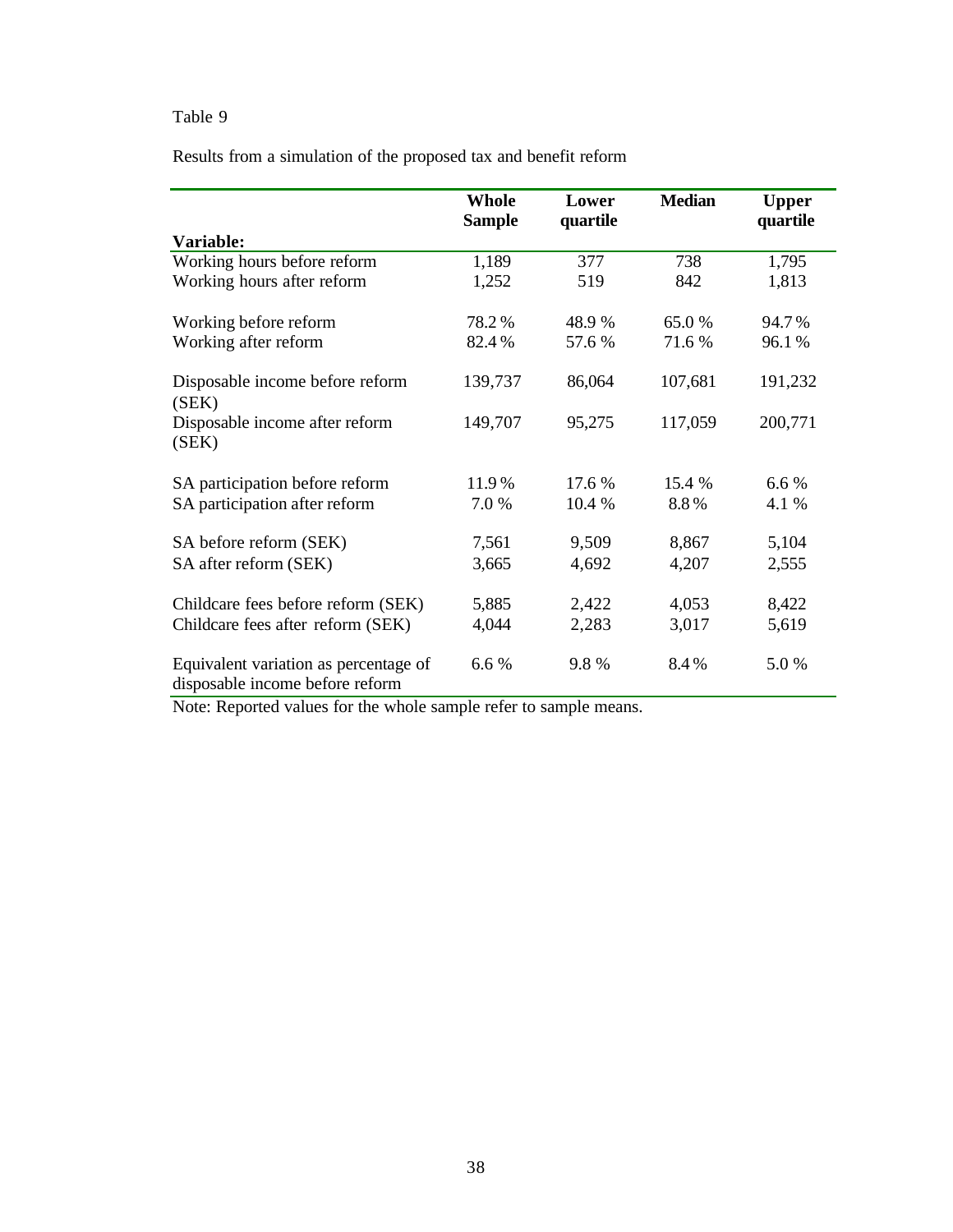Table 9

Results from a simulation of the proposed tax and benefit reform

| Variable: | Whole Sample | Lower quartile | Median | Upper quartile |
|---|---|---|---|---|
| Working hours before reform | 1,189 | 377 | 738 | 1,795 |
| Working hours after reform | 1,252 | 519 | 842 | 1,813 |
| Working before reform | 78.2 % | 48.9 % | 65.0 % | 94.7 % |
| Working after reform | 82.4 % | 57.6 % | 71.6 % | 96.1 % |
| Disposable income before reform (SEK) | 139,737 | 86,064 | 107,681 | 191,232 |
| Disposable income after reform (SEK) | 149,707 | 95,275 | 117,059 | 200,771 |
| SA participation before reform | 11.9 % | 17.6 % | 15.4 % | 6.6 % |
| SA participation after reform | 7.0 % | 10.4 % | 8.8 % | 4.1 % |
| SA before reform (SEK) | 7,561 | 9,509 | 8,867 | 5,104 |
| SA after reform (SEK) | 3,665 | 4,692 | 4,207 | 2,555 |
| Childcare fees before reform (SEK) | 5,885 | 2,422 | 4,053 | 8,422 |
| Childcare fees after reform (SEK) | 4,044 | 2,283 | 3,017 | 5,619 |
| Equivalent variation as percentage of disposable income before reform | 6.6 % | 9.8 % | 8.4 % | 5.0 % |

Note: Reported values for the whole sample refer to sample means.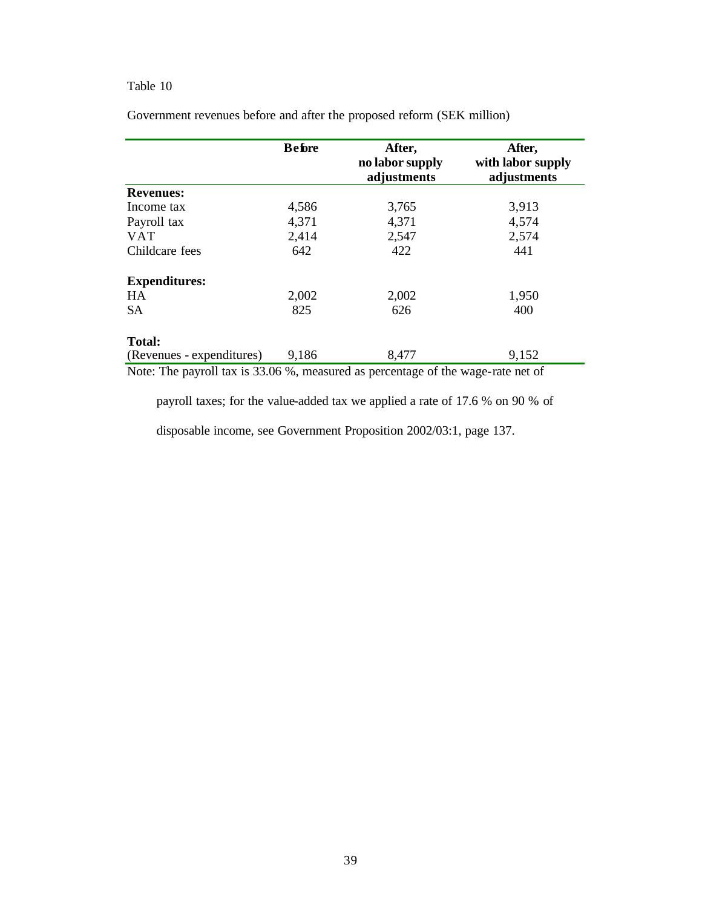Table 10

Government revenues before and after the proposed reform (SEK million)

| | Before | After, no labor supply adjustments | After, with labor supply adjustments |
|---|---|---|---|
| **Revenues:** | | | |
| Income tax | 4,586 | 3,765 | 3,913 |
| Payroll tax | 4,371 | 4,371 | 4,574 |
| VAT | 2,414 | 2,547 | 2,574 |
| Childcare fees | 642 | 422 | 441 |
| **Expenditures:** | | | |
| HA | 2,002 | 2,002 | 1,950 |
| SA | 825 | 626 | 400 |
| **Total:** | | | |
| (Revenues - expenditures) | 9,186 | 8,477 | 9,152 |

Note: The payroll tax is 33.06 %, measured as percentage of the wage-rate net of payroll taxes; for the value-added tax we applied a rate of 17.6 % on 90 % of disposable income, see Government Proposition 2002/03:1, page 137.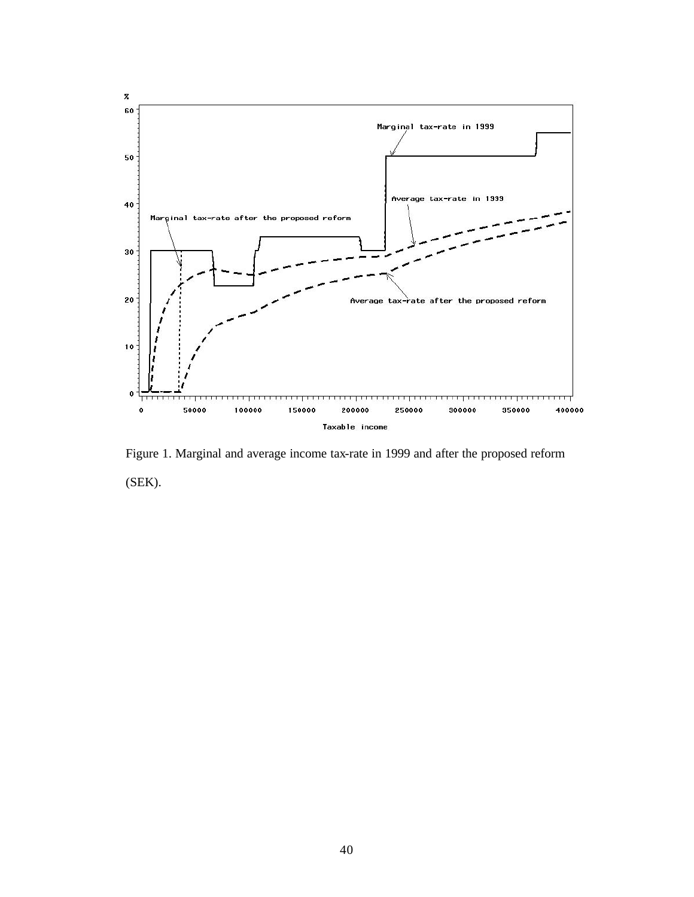Figure 1. Marginal and average income tax-rate in 1999 and after the proposed reform (SEK).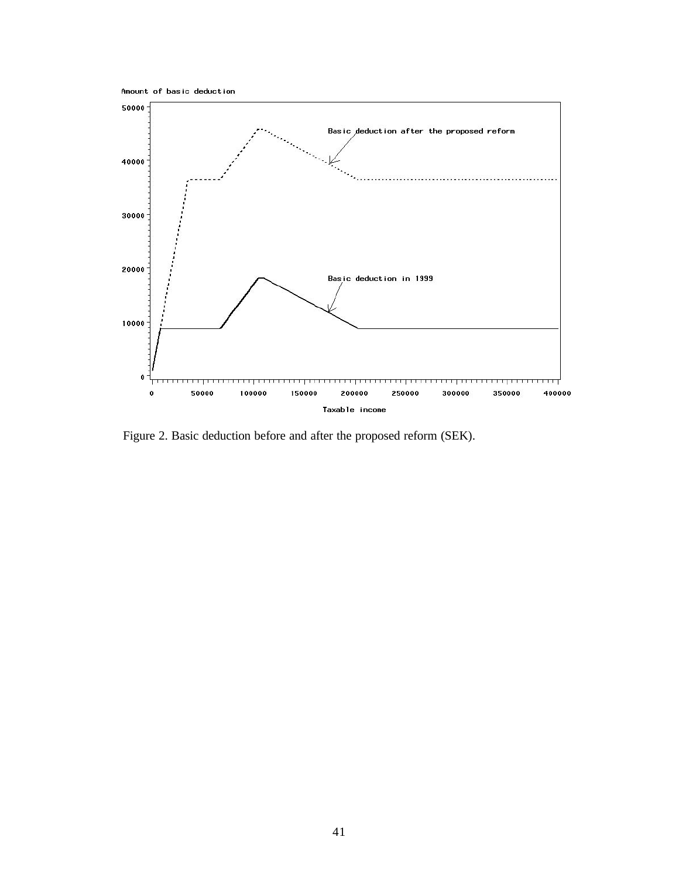Figure 2. Basic deduction before and after the proposed reform (SEK).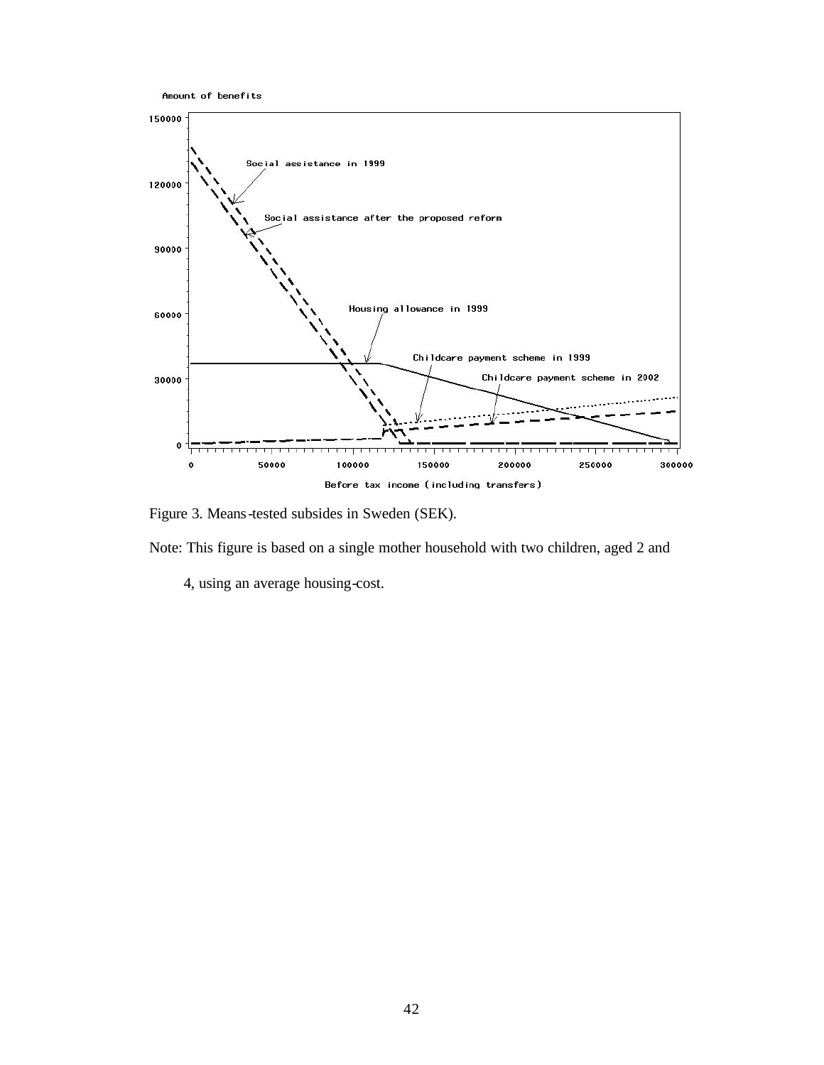Figure 3. Means-tested subsides in Sweden (SEK).

Note: This figure is based on a single mother household with two children, aged 2 and 4, using an average housing-cost.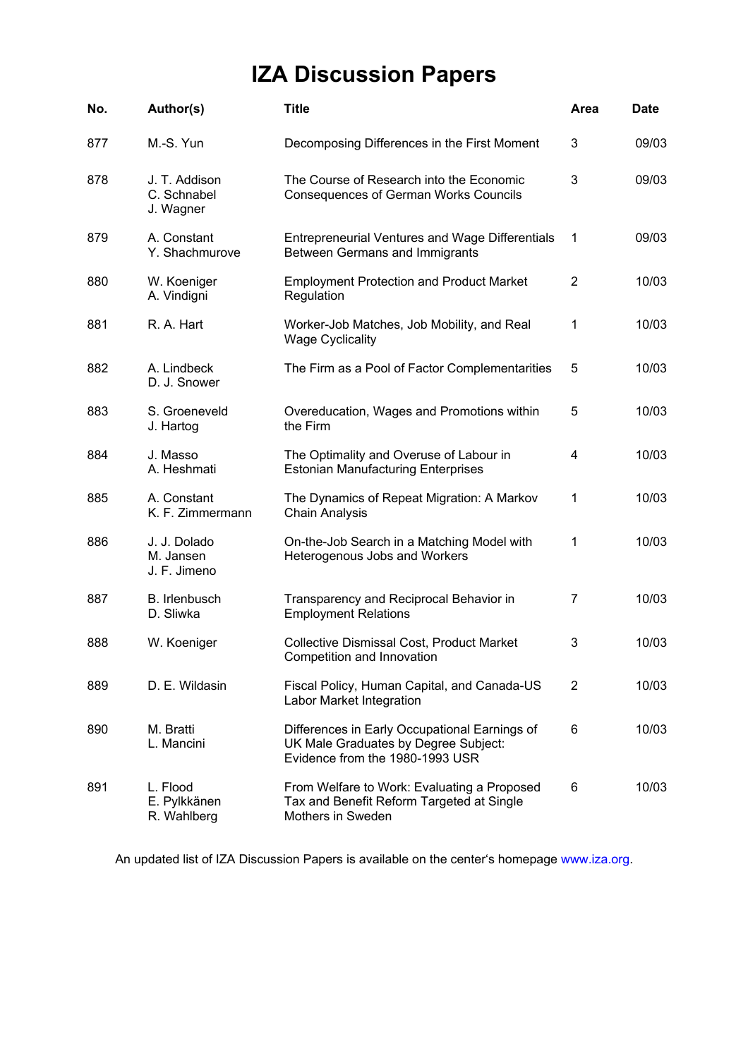# IZA Discussion Papers

| No. | Author(s) | Title | Area | Date |
| --- | --- | --- | --- | --- |
| 877 | M.-S. Yun | Decomposing Differences in the First Moment | 3 | 09/03 |
| 878 | J. T. Addison<br>C. Schnabel<br>J. Wagner | The Course of Research into the Economic Consequences of German Works Councils | 3 | 09/03 |
| 879 | A. Constant<br>Y. Shachmurove | Entrepreneurial Ventures and Wage Differentials Between Germans and Immigrants | 1 | 09/03 |
| 880 | W. Koeniger<br>A. Vindigni | Employment Protection and Product Market Regulation | 2 | 10/03 |
| 881 | R. A. Hart | Worker-Job Matches, Job Mobility, and Real Wage Cyclicality | 1 | 10/03 |
| 882 | A. Lindbeck<br>D. J. Snower | The Firm as a Pool of Factor Complementarities | 5 | 10/03 |
| 883 | S. Groeneveld<br>J. Hartog | Overeducation, Wages and Promotions within the Firm | 5 | 10/03 |
| 884 | J. Masso<br>A. Heshmati | The Optimality and Overuse of Labour in Estonian Manufacturing Enterprises | 4 | 10/03 |
| 885 | A. Constant<br>K. F. Zimmermann | The Dynamics of Repeat Migration: A Markov Chain Analysis | 1 | 10/03 |
| 886 | J. J. Dolado<br>M. Jansen<br>J. F. Jimeno | On-the-Job Search in a Matching Model with Heterogenous Jobs and Workers | 1 | 10/03 |
| 887 | B. Irlenbusch<br>D. Sliwka | Transparency and Reciprocal Behavior in Employment Relations | 7 | 10/03 |
| 888 | W. Koeniger | Collective Dismissal Cost, Product Market Competition and Innovation | 3 | 10/03 |
| 889 | D. E. Wildasin | Fiscal Policy, Human Capital, and Canada-US Labor Market Integration | 2 | 10/03 |
| 890 | M. Bratti<br>L. Mancini | Differences in Early Occupational Earnings of UK Male Graduates by Degree Subject: Evidence from the 1980-1993 USR | 6 | 10/03 |
| 891 | L. Flood<br>E. Pylkkänen<br>R. Wahlberg | From Welfare to Work: Evaluating a Proposed Tax and Benefit Reform Targeted at Single Mothers in Sweden | 6 | 10/03 |

An updated list of IZA Discussion Papers is available on the center's homepage www.iza.org.